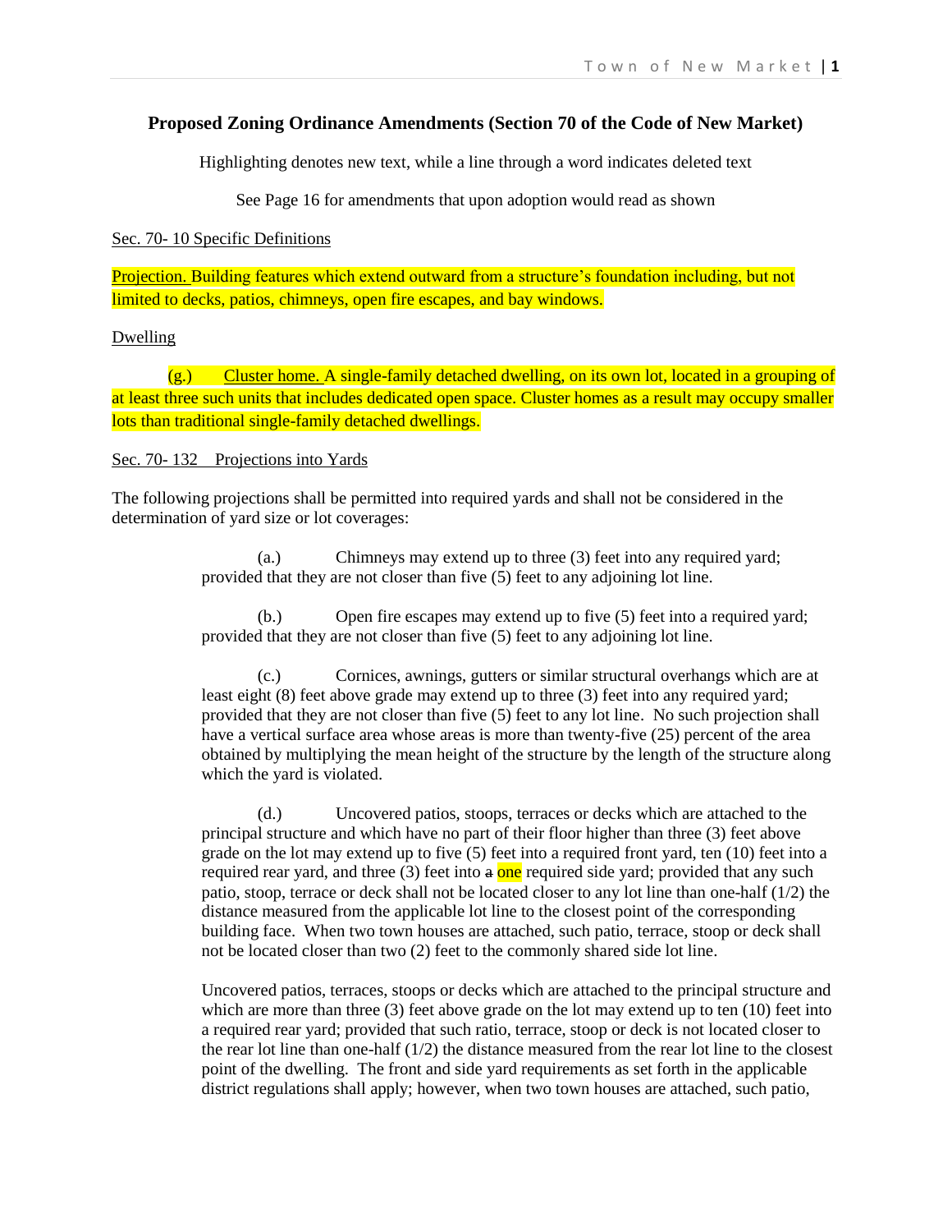## Proposed Zoning Ordinance Amendments (Section 70 of the Code of New Market)

Highlighting denotes new text, while a line through a word indicates deleted text

See Page 16 for amendments that upon adoption would read as shown

Sec. 70- 10 Specific Definitions

Projection. Building features which extend outward from a structure's foundation including, but not limited to decks, patios, chimneys, open fire escapes, and bay windows.

Dwelling

(g.) Cluster home. A single-family detached dwelling, on its own lot, located in a grouping of at least three such units that includes dedicated open space. Cluster homes as a result may occupy smaller lots than traditional single-family detached dwellings.

Sec. 70- 132 Projections into Yards

The following projections shall be permitted into required yards and shall not be considered in the determination of yard size or lot coverages:

(a.) Chimneys may extend up to three (3) feet into any required yard; provided that they are not closer than five (5) feet to any adjoining lot line.

(b.) Open fire escapes may extend up to five (5) feet into a required yard; provided that they are not closer than five (5) feet to any adjoining lot line.

(c.) Cornices, awnings, gutters or similar structural overhangs which are at least eight (8) feet above grade may extend up to three (3) feet into any required yard; provided that they are not closer than five (5) feet to any lot line. No such projection shall have a vertical surface area whose areas is more than twenty-five (25) percent of the area obtained by multiplying the mean height of the structure by the length of the structure along which the yard is violated.

(d.) Uncovered patios, stoops, terraces or decks which are attached to the principal structure and which have no part of their floor higher than three (3) feet above grade on the lot may extend up to five (5) feet into a required front yard, ten (10) feet into a required rear yard, and three (3) feet into ~~a~~ one required side yard; provided that any such patio, stoop, terrace or deck shall not be located closer to any lot line than one-half (1/2) the distance measured from the applicable lot line to the closest point of the corresponding building face. When two town houses are attached, such patio, terrace, stoop or deck shall not be located closer than two (2) feet to the commonly shared side lot line.

Uncovered patios, terraces, stoops or decks which are attached to the principal structure and which are more than three (3) feet above grade on the lot may extend up to ten (10) feet into a required rear yard; provided that such ratio, terrace, stoop or deck is not located closer to the rear lot line than one-half (1/2) the distance measured from the rear lot line to the closest point of the dwelling. The front and side yard requirements as set forth in the applicable district regulations shall apply; however, when two town houses are attached, such patio,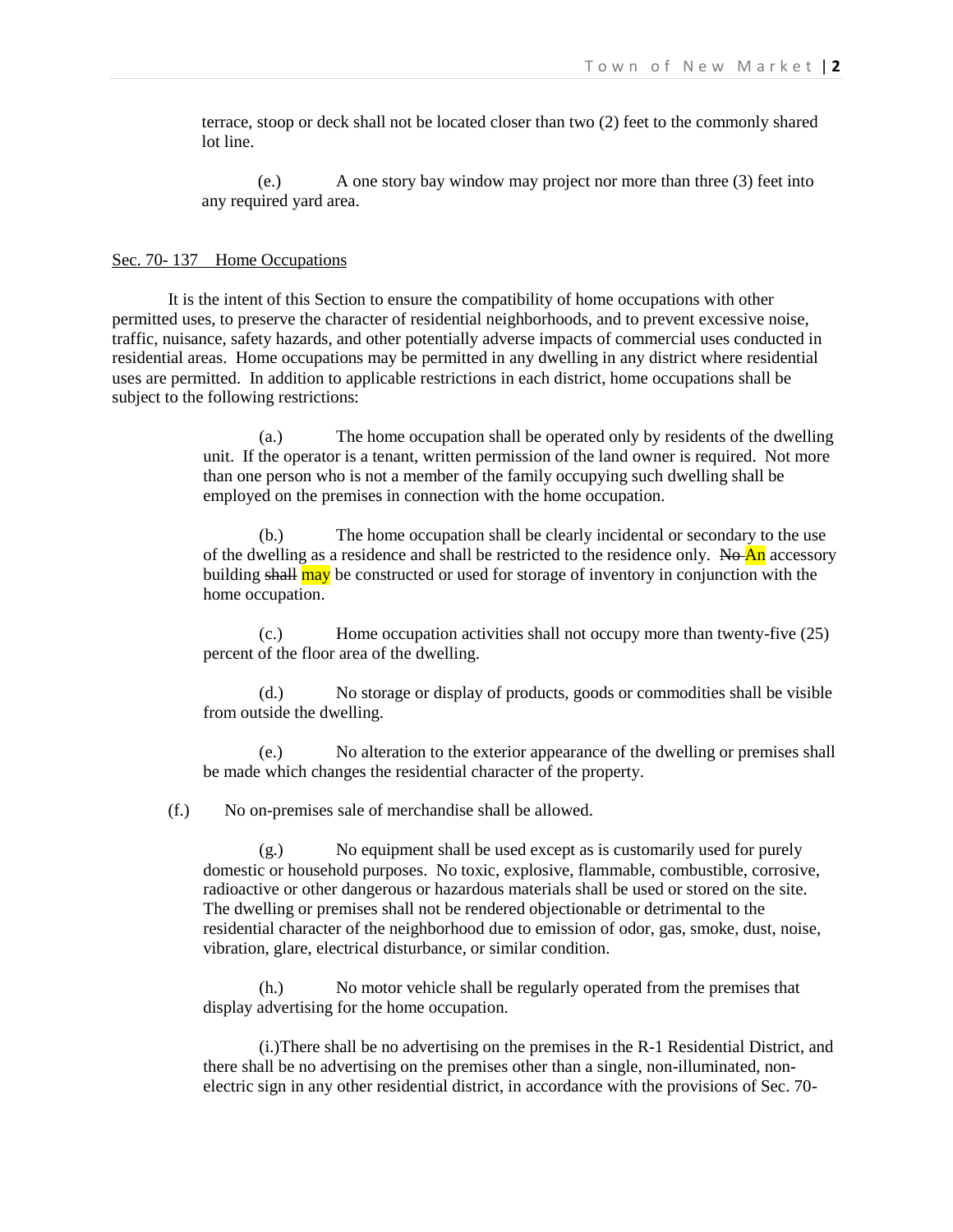terrace, stoop or deck shall not be located closer than two (2) feet to the commonly shared lot line.

(e.) A one story bay window may project nor more than three (3) feet into any required yard area.

Sec. 70- 137 Home Occupations

It is the intent of this Section to ensure the compatibility of home occupations with other permitted uses, to preserve the character of residential neighborhoods, and to prevent excessive noise, traffic, nuisance, safety hazards, and other potentially adverse impacts of commercial uses conducted in residential areas. Home occupations may be permitted in any dwelling in any district where residential uses are permitted. In addition to applicable restrictions in each district, home occupations shall be subject to the following restrictions:

(a.) The home occupation shall be operated only by residents of the dwelling unit. If the operator is a tenant, written permission of the land owner is required. Not more than one person who is not a member of the family occupying such dwelling shall be employed on the premises in connection with the home occupation.

(b.) The home occupation shall be clearly incidental or secondary to the use of the dwelling as a residence and shall be restricted to the residence only. ~~No~~ An accessory building ~~shall~~ may be constructed or used for storage of inventory in conjunction with the home occupation.

(c.) Home occupation activities shall not occupy more than twenty-five (25) percent of the floor area of the dwelling.

(d.) No storage or display of products, goods or commodities shall be visible from outside the dwelling.

(e.) No alteration to the exterior appearance of the dwelling or premises shall be made which changes the residential character of the property.

(f.) No on-premises sale of merchandise shall be allowed.

(g.) No equipment shall be used except as is customarily used for purely domestic or household purposes. No toxic, explosive, flammable, combustible, corrosive, radioactive or other dangerous or hazardous materials shall be used or stored on the site. The dwelling or premises shall not be rendered objectionable or detrimental to the residential character of the neighborhood due to emission of odor, gas, smoke, dust, noise, vibration, glare, electrical disturbance, or similar condition.

(h.) No motor vehicle shall be regularly operated from the premises that display advertising for the home occupation.

(i.)There shall be no advertising on the premises in the R-1 Residential District, and there shall be no advertising on the premises other than a single, non-illuminated, non-electric sign in any other residential district, in accordance with the provisions of Sec. 70-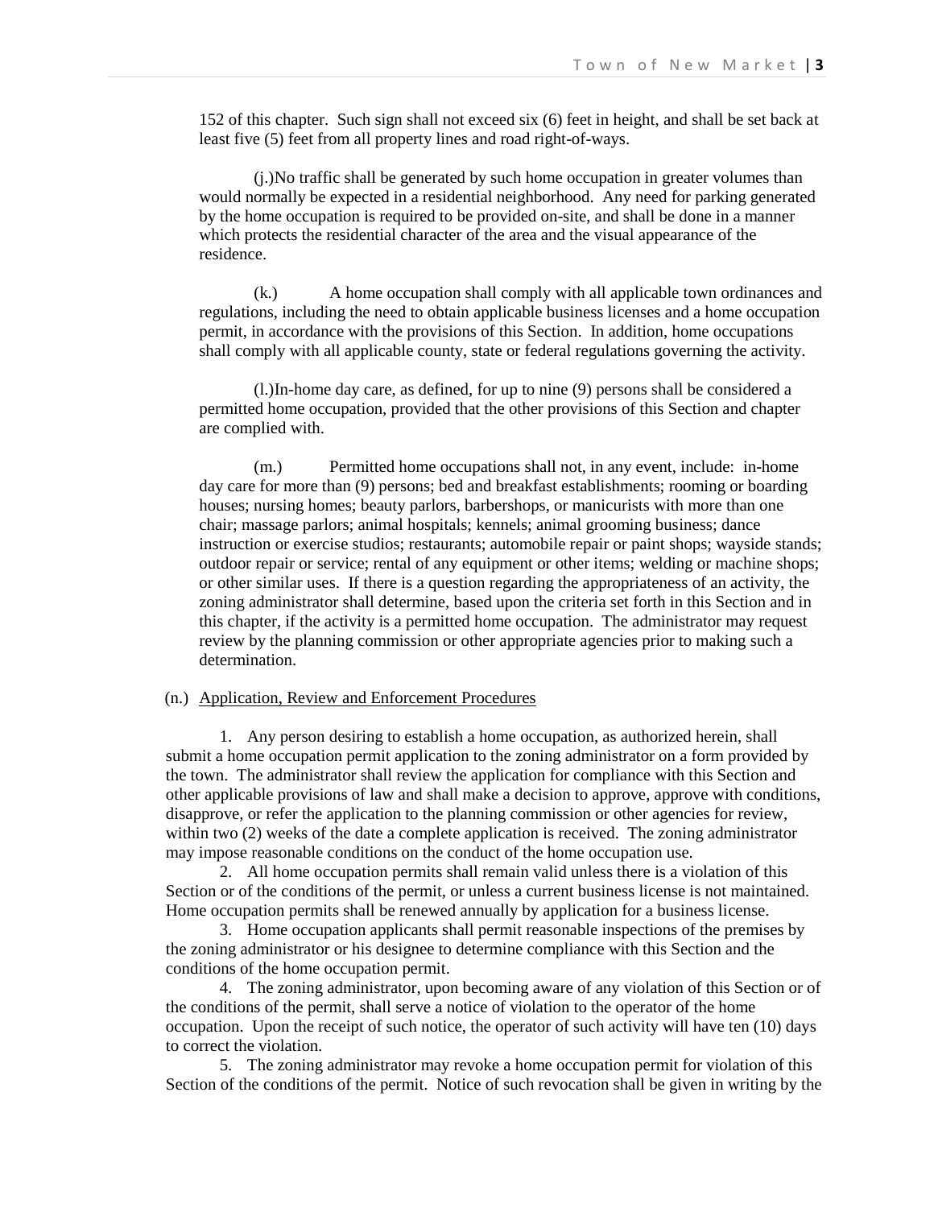152 of this chapter. Such sign shall not exceed six (6) feet in height, and shall be set back at least five (5) feet from all property lines and road right-of-ways.

(j.)No traffic shall be generated by such home occupation in greater volumes than would normally be expected in a residential neighborhood. Any need for parking generated by the home occupation is required to be provided on-site, and shall be done in a manner which protects the residential character of the area and the visual appearance of the residence.

(k.) A home occupation shall comply with all applicable town ordinances and regulations, including the need to obtain applicable business licenses and a home occupation permit, in accordance with the provisions of this Section. In addition, home occupations shall comply with all applicable county, state or federal regulations governing the activity.

(l.)In-home day care, as defined, for up to nine (9) persons shall be considered a permitted home occupation, provided that the other provisions of this Section and chapter are complied with.

(m.) Permitted home occupations shall not, in any event, include: in-home day care for more than (9) persons; bed and breakfast establishments; rooming or boarding houses; nursing homes; beauty parlors, barbershops, or manicurists with more than one chair; massage parlors; animal hospitals; kennels; animal grooming business; dance instruction or exercise studios; restaurants; automobile repair or paint shops; wayside stands; outdoor repair or service; rental of any equipment or other items; welding or machine shops; or other similar uses. If there is a question regarding the appropriateness of an activity, the zoning administrator shall determine, based upon the criteria set forth in this Section and in this chapter, if the activity is a permitted home occupation. The administrator may request review by the planning commission or other appropriate agencies prior to making such a determination.

(n.) <u>Application, Review and Enforcement Procedures</u>

1. Any person desiring to establish a home occupation, as authorized herein, shall submit a home occupation permit application to the zoning administrator on a form provided by the town. The administrator shall review the application for compliance with this Section and other applicable provisions of law and shall make a decision to approve, approve with conditions, disapprove, or refer the application to the planning commission or other agencies for review, within two (2) weeks of the date a complete application is received. The zoning administrator may impose reasonable conditions on the conduct of the home occupation use.

2. All home occupation permits shall remain valid unless there is a violation of this Section or of the conditions of the permit, or unless a current business license is not maintained. Home occupation permits shall be renewed annually by application for a business license.

3. Home occupation applicants shall permit reasonable inspections of the premises by the zoning administrator or his designee to determine compliance with this Section and the conditions of the home occupation permit.

4. The zoning administrator, upon becoming aware of any violation of this Section or of the conditions of the permit, shall serve a notice of violation to the operator of the home occupation. Upon the receipt of such notice, the operator of such activity will have ten (10) days to correct the violation.

5. The zoning administrator may revoke a home occupation permit for violation of this Section of the conditions of the permit. Notice of such revocation shall be given in writing by the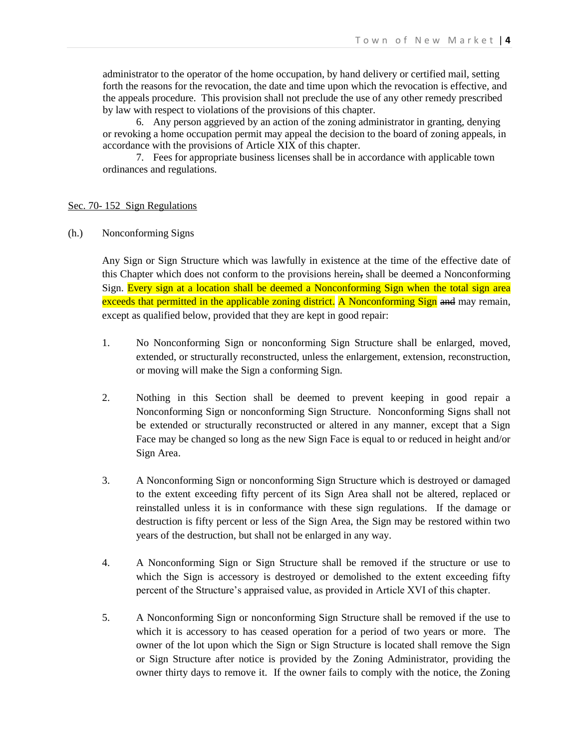administrator to the operator of the home occupation, by hand delivery or certified mail, setting forth the reasons for the revocation, the date and time upon which the revocation is effective, and the appeals procedure. This provision shall not preclude the use of any other remedy prescribed by law with respect to violations of the provisions of this chapter.

6. Any person aggrieved by an action of the zoning administrator in granting, denying or revoking a home occupation permit may appeal the decision to the board of zoning appeals, in accordance with the provisions of Article XIX of this chapter.

7. Fees for appropriate business licenses shall be in accordance with applicable town ordinances and regulations.

## Sec. 70- 152 Sign Regulations

(h.) Nonconforming Signs

Any Sign or Sign Structure which was lawfully in existence at the time of the effective date of this Chapter which does not conform to the provisions herein~~,~~ shall be deemed a Nonconforming Sign. Every sign at a location shall be deemed a Nonconforming Sign when the total sign area exceeds that permitted in the applicable zoning district. A Nonconforming Sign ~~and~~ may remain, except as qualified below, provided that they are kept in good repair:

1. No Nonconforming Sign or nonconforming Sign Structure shall be enlarged, moved, extended, or structurally reconstructed, unless the enlargement, extension, reconstruction, or moving will make the Sign a conforming Sign.

2. Nothing in this Section shall be deemed to prevent keeping in good repair a Nonconforming Sign or nonconforming Sign Structure. Nonconforming Signs shall not be extended or structurally reconstructed or altered in any manner, except that a Sign Face may be changed so long as the new Sign Face is equal to or reduced in height and/or Sign Area.

3. A Nonconforming Sign or nonconforming Sign Structure which is destroyed or damaged to the extent exceeding fifty percent of its Sign Area shall not be altered, replaced or reinstalled unless it is in conformance with these sign regulations. If the damage or destruction is fifty percent or less of the Sign Area, the Sign may be restored within two years of the destruction, but shall not be enlarged in any way.

4. A Nonconforming Sign or Sign Structure shall be removed if the structure or use to which the Sign is accessory is destroyed or demolished to the extent exceeding fifty percent of the Structure's appraised value, as provided in Article XVI of this chapter.

5. A Nonconforming Sign or nonconforming Sign Structure shall be removed if the use to which it is accessory to has ceased operation for a period of two years or more. The owner of the lot upon which the Sign or Sign Structure is located shall remove the Sign or Sign Structure after notice is provided by the Zoning Administrator, providing the owner thirty days to remove it. If the owner fails to comply with the notice, the Zoning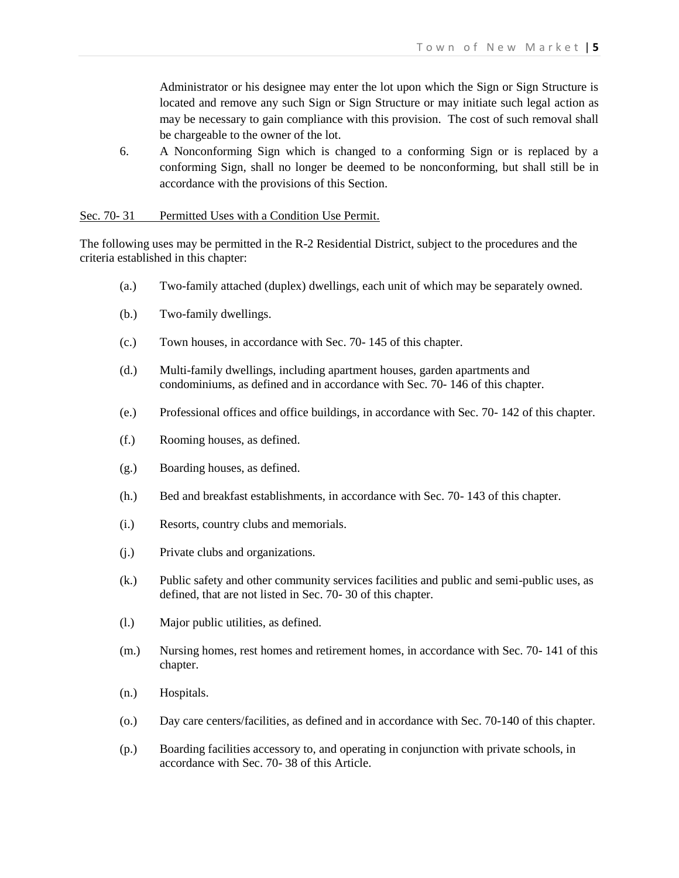Administrator or his designee may enter the lot upon which the Sign or Sign Structure is located and remove any such Sign or Sign Structure or may initiate such legal action as may be necessary to gain compliance with this provision. The cost of such removal shall be chargeable to the owner of the lot.

6. A Nonconforming Sign which is changed to a conforming Sign or is replaced by a conforming Sign, shall no longer be deemed to be nonconforming, but shall still be in accordance with the provisions of this Section.

<u>Sec. 70- 31 Permitted Uses with a Condition Use Permit.</u>

The following uses may be permitted in the R-2 Residential District, subject to the procedures and the criteria established in this chapter:

(a.) Two-family attached (duplex) dwellings, each unit of which may be separately owned.

(b.) Two-family dwellings.

(c.) Town houses, in accordance with Sec. 70- 145 of this chapter.

(d.) Multi-family dwellings, including apartment houses, garden apartments and condominiums, as defined and in accordance with Sec. 70- 146 of this chapter.

(e.) Professional offices and office buildings, in accordance with Sec. 70- 142 of this chapter.

(f.) Rooming houses, as defined.

(g.) Boarding houses, as defined.

(h.) Bed and breakfast establishments, in accordance with Sec. 70- 143 of this chapter.

(i.) Resorts, country clubs and memorials.

(j.) Private clubs and organizations.

(k.) Public safety and other community services facilities and public and semi-public uses, as defined, that are not listed in Sec. 70- 30 of this chapter.

(l.) Major public utilities, as defined.

(m.) Nursing homes, rest homes and retirement homes, in accordance with Sec. 70- 141 of this chapter.

(n.) Hospitals.

(o.) Day care centers/facilities, as defined and in accordance with Sec. 70-140 of this chapter.

(p.) Boarding facilities accessory to, and operating in conjunction with private schools, in accordance with Sec. 70- 38 of this Article.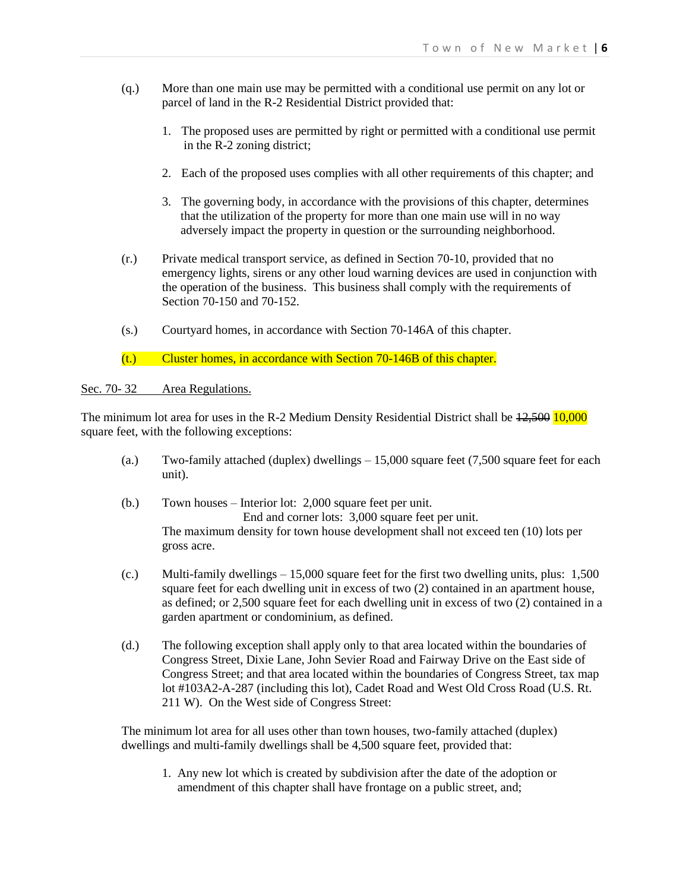(q.) More than one main use may be permitted with a conditional use permit on any lot or parcel of land in the R-2 Residential District provided that:

1. The proposed uses are permitted by right or permitted with a conditional use permit in the R-2 zoning district;

2. Each of the proposed uses complies with all other requirements of this chapter; and

3. The governing body, in accordance with the provisions of this chapter, determines that the utilization of the property for more than one main use will in no way adversely impact the property in question or the surrounding neighborhood.

(r.) Private medical transport service, as defined in Section 70-10, provided that no emergency lights, sirens or any other loud warning devices are used in conjunction with the operation of the business. This business shall comply with the requirements of Section 70-150 and 70-152.

(s.) Courtyard homes, in accordance with Section 70-146A of this chapter.

(t.) Cluster homes, in accordance with Section 70-146B of this chapter.

<u>Sec. 70- 32 Area Regulations.</u>

The minimum lot area for uses in the R-2 Medium Density Residential District shall be ~~12,500~~ 10,000 square feet, with the following exceptions:

(a.) Two-family attached (duplex) dwellings – 15,000 square feet (7,500 square feet for each unit).

(b.) Town houses – Interior lot: 2,000 square feet per unit.
End and corner lots: 3,000 square feet per unit.
The maximum density for town house development shall not exceed ten (10) lots per gross acre.

(c.) Multi-family dwellings – 15,000 square feet for the first two dwelling units, plus: 1,500 square feet for each dwelling unit in excess of two (2) contained in an apartment house, as defined; or 2,500 square feet for each dwelling unit in excess of two (2) contained in a garden apartment or condominium, as defined.

(d.) The following exception shall apply only to that area located within the boundaries of Congress Street, Dixie Lane, John Sevier Road and Fairway Drive on the East side of Congress Street; and that area located within the boundaries of Congress Street, tax map lot #103A2-A-287 (including this lot), Cadet Road and West Old Cross Road (U.S. Rt. 211 W). On the West side of Congress Street:

The minimum lot area for all uses other than town houses, two-family attached (duplex) dwellings and multi-family dwellings shall be 4,500 square feet, provided that:

1. Any new lot which is created by subdivision after the date of the adoption or amendment of this chapter shall have frontage on a public street, and;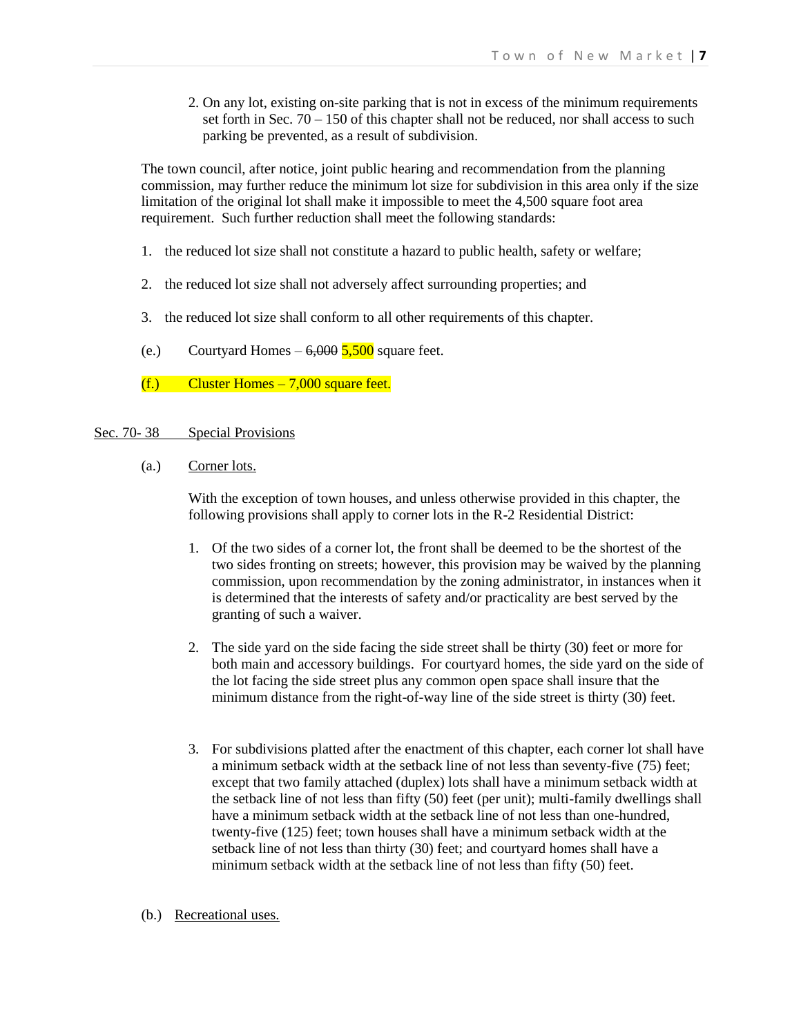2. On any lot, existing on-site parking that is not in excess of the minimum requirements set forth in Sec. 70 – 150 of this chapter shall not be reduced, nor shall access to such parking be prevented, as a result of subdivision.

The town council, after notice, joint public hearing and recommendation from the planning commission, may further reduce the minimum lot size for subdivision in this area only if the size limitation of the original lot shall make it impossible to meet the 4,500 square foot area requirement. Such further reduction shall meet the following standards:

1. the reduced lot size shall not constitute a hazard to public health, safety or welfare;

2. the reduced lot size shall not adversely affect surrounding properties; and

3. the reduced lot size shall conform to all other requirements of this chapter.

(e.) Courtyard Homes – ~~6,000~~ 5,500 square feet.

(f.) Cluster Homes – 7,000 square feet.

Sec. 70- 38 Special Provisions

(a.) Corner lots.

With the exception of town houses, and unless otherwise provided in this chapter, the following provisions shall apply to corner lots in the R-2 Residential District:

1. Of the two sides of a corner lot, the front shall be deemed to be the shortest of the two sides fronting on streets; however, this provision may be waived by the planning commission, upon recommendation by the zoning administrator, in instances when it is determined that the interests of safety and/or practicality are best served by the granting of such a waiver.

2. The side yard on the side facing the side street shall be thirty (30) feet or more for both main and accessory buildings. For courtyard homes, the side yard on the side of the lot facing the side street plus any common open space shall insure that the minimum distance from the right-of-way line of the side street is thirty (30) feet.

3. For subdivisions platted after the enactment of this chapter, each corner lot shall have a minimum setback width at the setback line of not less than seventy-five (75) feet; except that two family attached (duplex) lots shall have a minimum setback width at the setback line of not less than fifty (50) feet (per unit); multi-family dwellings shall have a minimum setback width at the setback line of not less than one-hundred, twenty-five (125) feet; town houses shall have a minimum setback width at the setback line of not less than thirty (30) feet; and courtyard homes shall have a minimum setback width at the setback line of not less than fifty (50) feet.

(b.) Recreational uses.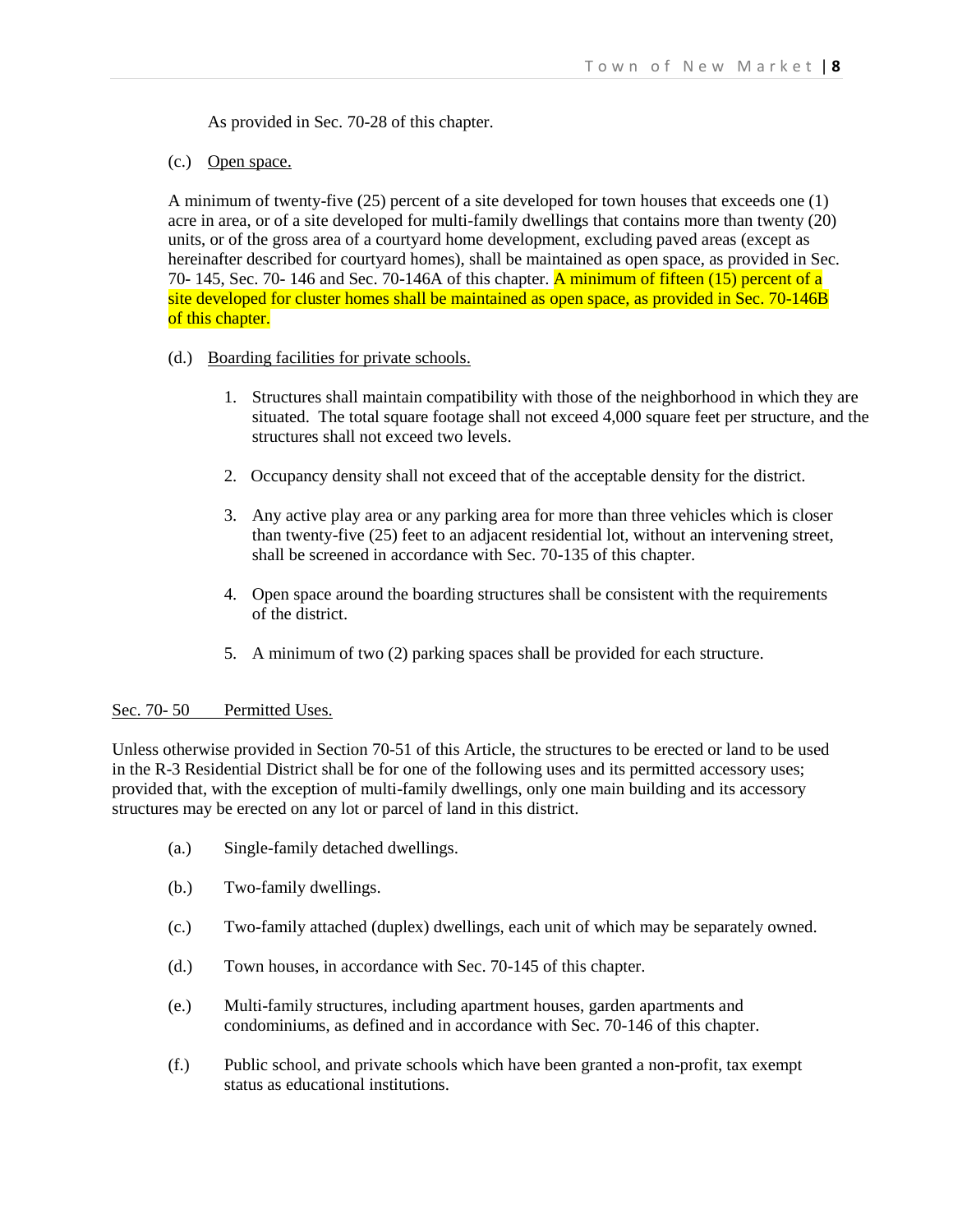As provided in Sec. 70-28 of this chapter.

(c.) Open space.

A minimum of twenty-five (25) percent of a site developed for town houses that exceeds one (1) acre in area, or of a site developed for multi-family dwellings that contains more than twenty (20) units, or of the gross area of a courtyard home development, excluding paved areas (except as hereinafter described for courtyard homes), shall be maintained as open space, as provided in Sec. 70- 145, Sec. 70- 146 and Sec. 70-146A of this chapter. A minimum of fifteen (15) percent of a site developed for cluster homes shall be maintained as open space, as provided in Sec. 70-146B of this chapter.

(d.) Boarding facilities for private schools.

1. Structures shall maintain compatibility with those of the neighborhood in which they are situated. The total square footage shall not exceed 4,000 square feet per structure, and the structures shall not exceed two levels.
2. Occupancy density shall not exceed that of the acceptable density for the district.
3. Any active play area or any parking area for more than three vehicles which is closer than twenty-five (25) feet to an adjacent residential lot, without an intervening street, shall be screened in accordance with Sec. 70-135 of this chapter.
4. Open space around the boarding structures shall be consistent with the requirements of the district.
5. A minimum of two (2) parking spaces shall be provided for each structure.

## Sec. 70- 50 Permitted Uses.

Unless otherwise provided in Section 70-51 of this Article, the structures to be erected or land to be used in the R-3 Residential District shall be for one of the following uses and its permitted accessory uses; provided that, with the exception of multi-family dwellings, only one main building and its accessory structures may be erected on any lot or parcel of land in this district.

(a.) Single-family detached dwellings.

(b.) Two-family dwellings.

(c.) Two-family attached (duplex) dwellings, each unit of which may be separately owned.

(d.) Town houses, in accordance with Sec. 70-145 of this chapter.

(e.) Multi-family structures, including apartment houses, garden apartments and condominiums, as defined and in accordance with Sec. 70-146 of this chapter.

(f.) Public school, and private schools which have been granted a non-profit, tax exempt status as educational institutions.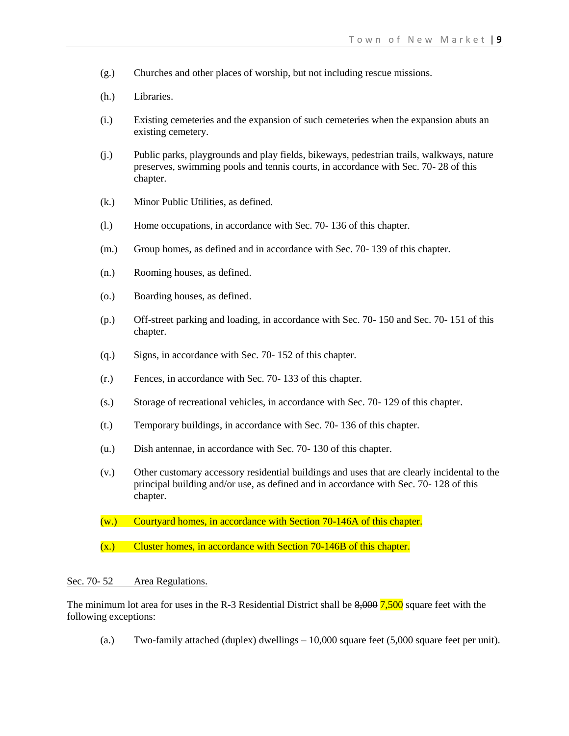(g.) Churches and other places of worship, but not including rescue missions.

(h.) Libraries.

(i.) Existing cemeteries and the expansion of such cemeteries when the expansion abuts an existing cemetery.

(j.) Public parks, playgrounds and play fields, bikeways, pedestrian trails, walkways, nature preserves, swimming pools and tennis courts, in accordance with Sec. 70- 28 of this chapter.

(k.) Minor Public Utilities, as defined.

(l.) Home occupations, in accordance with Sec. 70- 136 of this chapter.

(m.) Group homes, as defined and in accordance with Sec. 70- 139 of this chapter.

(n.) Rooming houses, as defined.

(o.) Boarding houses, as defined.

(p.) Off-street parking and loading, in accordance with Sec. 70- 150 and Sec. 70- 151 of this chapter.

(q.) Signs, in accordance with Sec. 70- 152 of this chapter.

(r.) Fences, in accordance with Sec. 70- 133 of this chapter.

(s.) Storage of recreational vehicles, in accordance with Sec. 70- 129 of this chapter.

(t.) Temporary buildings, in accordance with Sec. 70- 136 of this chapter.

(u.) Dish antennae, in accordance with Sec. 70- 130 of this chapter.

(v.) Other customary accessory residential buildings and uses that are clearly incidental to the principal building and/or use, as defined and in accordance with Sec. 70- 128 of this chapter.

(w.) Courtyard homes, in accordance with Section 70-146A of this chapter.

(x.) Cluster homes, in accordance with Section 70-146B of this chapter.

Sec. 70- 52 Area Regulations.

The minimum lot area for uses in the R-3 Residential District shall be ~~8,000~~ 7,500 square feet with the following exceptions:

(a.) Two-family attached (duplex) dwellings – 10,000 square feet (5,000 square feet per unit).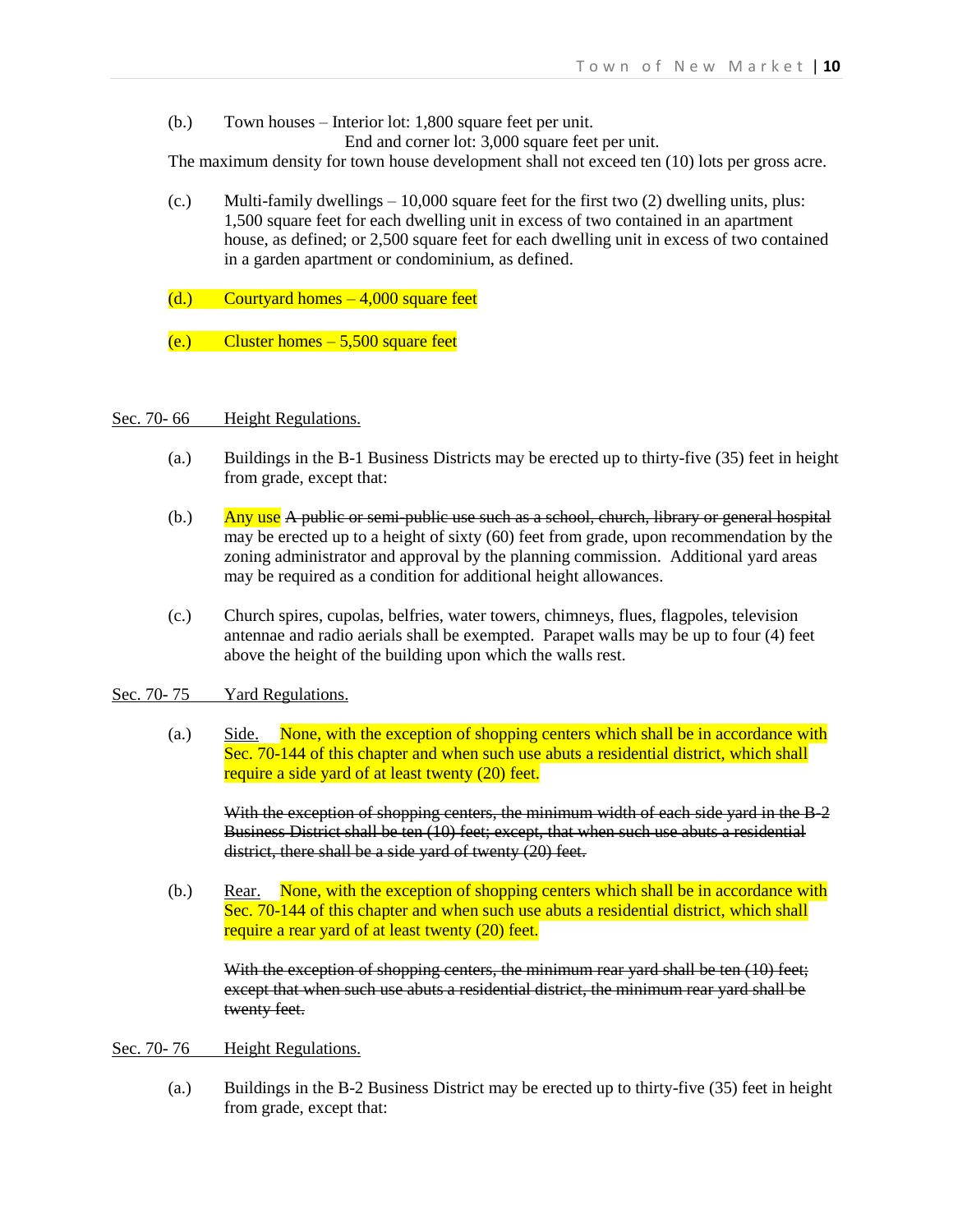(b.) Town houses – Interior lot: 1,800 square feet per unit.
End and corner lot: 3,000 square feet per unit.

The maximum density for town house development shall not exceed ten (10) lots per gross acre.

(c.) Multi-family dwellings – 10,000 square feet for the first two (2) dwelling units, plus: 1,500 square feet for each dwelling unit in excess of two contained in an apartment house, as defined; or 2,500 square feet for each dwelling unit in excess of two contained in a garden apartment or condominium, as defined.

(d.) Courtyard homes – 4,000 square feet

(e.) Cluster homes – 5,500 square feet

Sec. 70- 66 Height Regulations.

(a.) Buildings in the B-1 Business Districts may be erected up to thirty-five (35) feet in height from grade, except that:

(b.) Any use ~~A public or semi-public use such as a school, church, library or general hospital~~ may be erected up to a height of sixty (60) feet from grade, upon recommendation by the zoning administrator and approval by the planning commission. Additional yard areas may be required as a condition for additional height allowances.

(c.) Church spires, cupolas, belfries, water towers, chimneys, flues, flagpoles, television antennae and radio aerials shall be exempted. Parapet walls may be up to four (4) feet above the height of the building upon which the walls rest.

Sec. 70- 75 Yard Regulations.

(a.) Side. None, with the exception of shopping centers which shall be in accordance with Sec. 70-144 of this chapter and when such use abuts a residential district, which shall require a side yard of at least twenty (20) feet.

~~With the exception of shopping centers, the minimum width of each side yard in the B-2 Business District shall be ten (10) feet; except, that when such use abuts a residential district, there shall be a side yard of twenty (20) feet.~~

(b.) Rear. None, with the exception of shopping centers which shall be in accordance with Sec. 70-144 of this chapter and when such use abuts a residential district, which shall require a rear yard of at least twenty (20) feet.

~~With the exception of shopping centers, the minimum rear yard shall be ten (10) feet; except that when such use abuts a residential district, the minimum rear yard shall be twenty feet.~~

Sec. 70- 76 Height Regulations.

(a.) Buildings in the B-2 Business District may be erected up to thirty-five (35) feet in height from grade, except that: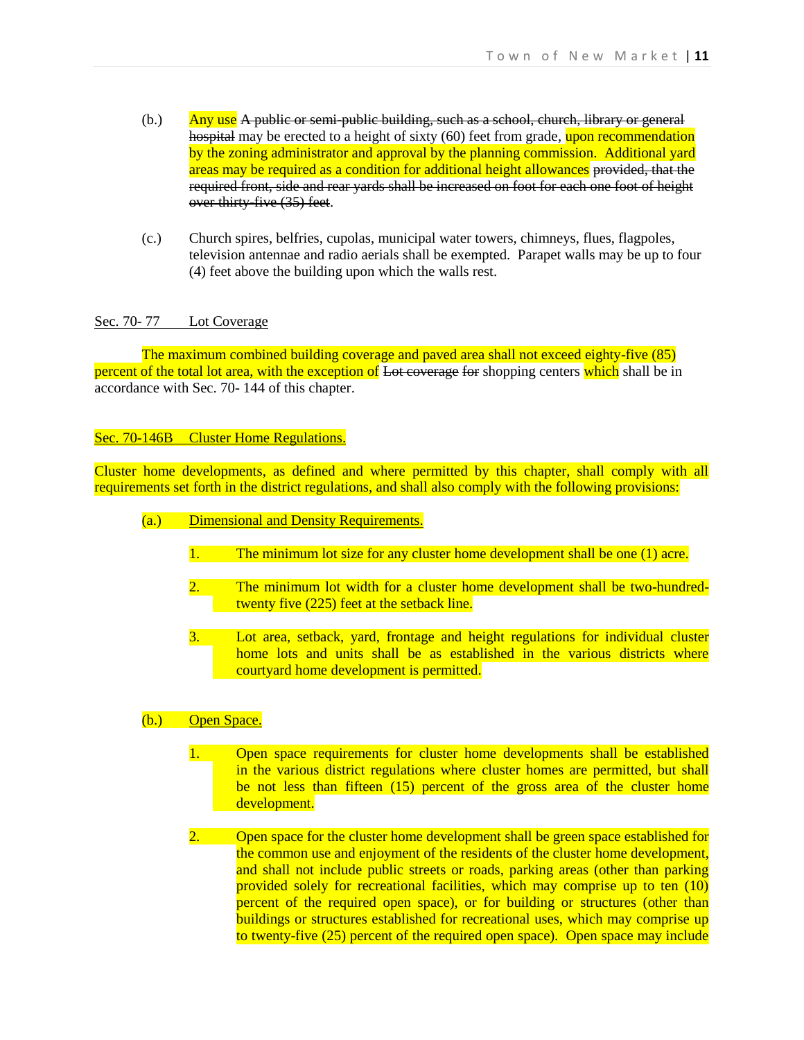(b.) Any use ~~A public or semi-public building, such as a school, church, library or general hospital~~ may be erected to a height of sixty (60) feet from grade, upon recommendation by the zoning administrator and approval by the planning commission. Additional yard areas may be required as a condition for additional height allowances ~~provided, that the required front, side and rear yards shall be increased on foot for each one foot of height over thirty-five (35) feet~~.

(c.) Church spires, belfries, cupolas, municipal water towers, chimneys, flues, flagpoles, television antennae and radio aerials shall be exempted. Parapet walls may be up to four (4) feet above the building upon which the walls rest.

Sec. 70- 77 Lot Coverage

The maximum combined building coverage and paved area shall not exceed eighty-five (85) percent of the total lot area, with the exception of ~~Lot coverage~~ ~~for~~ shopping centers which shall be in accordance with Sec. 70- 144 of this chapter.

Sec. 70-146B Cluster Home Regulations.

Cluster home developments, as defined and where permitted by this chapter, shall comply with all requirements set forth in the district regulations, and shall also comply with the following provisions:

(a.) Dimensional and Density Requirements.

1. The minimum lot size for any cluster home development shall be one (1) acre.

2. The minimum lot width for a cluster home development shall be two-hundred-twenty five (225) feet at the setback line.

3. Lot area, setback, yard, frontage and height regulations for individual cluster home lots and units shall be as established in the various districts where courtyard home development is permitted.

(b.) Open Space.

1. Open space requirements for cluster home developments shall be established in the various district regulations where cluster homes are permitted, but shall be not less than fifteen (15) percent of the gross area of the cluster home development.

2. Open space for the cluster home development shall be green space established for the common use and enjoyment of the residents of the cluster home development, and shall not include public streets or roads, parking areas (other than parking provided solely for recreational facilities, which may comprise up to ten (10) percent of the required open space), or for building or structures (other than buildings or structures established for recreational uses, which may comprise up to twenty-five (25) percent of the required open space). Open space may include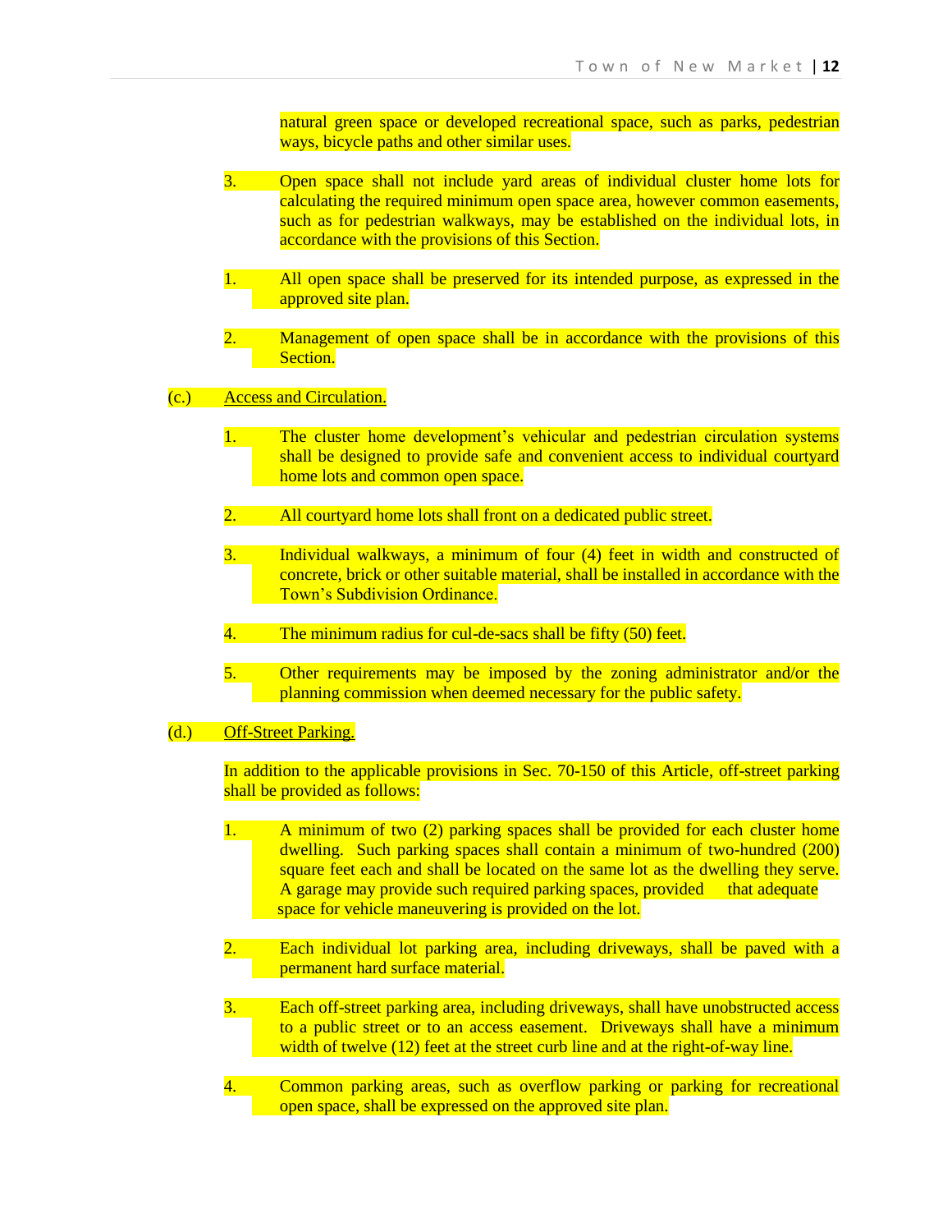natural green space or developed recreational space, such as parks, pedestrian ways, bicycle paths and other similar uses.

3. Open space shall not include yard areas of individual cluster home lots for calculating the required minimum open space area, however common easements, such as for pedestrian walkways, may be established on the individual lots, in accordance with the provisions of this Section.

1. All open space shall be preserved for its intended purpose, as expressed in the approved site plan.

2. Management of open space shall be in accordance with the provisions of this Section.

(c.) Access and Circulation.

1. The cluster home development's vehicular and pedestrian circulation systems shall be designed to provide safe and convenient access to individual courtyard home lots and common open space.

2. All courtyard home lots shall front on a dedicated public street.

3. Individual walkways, a minimum of four (4) feet in width and constructed of concrete, brick or other suitable material, shall be installed in accordance with the Town's Subdivision Ordinance.

4. The minimum radius for cul-de-sacs shall be fifty (50) feet.

5. Other requirements may be imposed by the zoning administrator and/or the planning commission when deemed necessary for the public safety.

(d.) Off-Street Parking.

In addition to the applicable provisions in Sec. 70-150 of this Article, off-street parking shall be provided as follows:

1. A minimum of two (2) parking spaces shall be provided for each cluster home dwelling. Such parking spaces shall contain a minimum of two-hundred (200) square feet each and shall be located on the same lot as the dwelling they serve. A garage may provide such required parking spaces, provided that adequate space for vehicle maneuvering is provided on the lot.

2. Each individual lot parking area, including driveways, shall be paved with a permanent hard surface material.

3. Each off-street parking area, including driveways, shall have unobstructed access to a public street or to an access easement. Driveways shall have a minimum width of twelve (12) feet at the street curb line and at the right-of-way line.

4. Common parking areas, such as overflow parking or parking for recreational open space, shall be expressed on the approved site plan.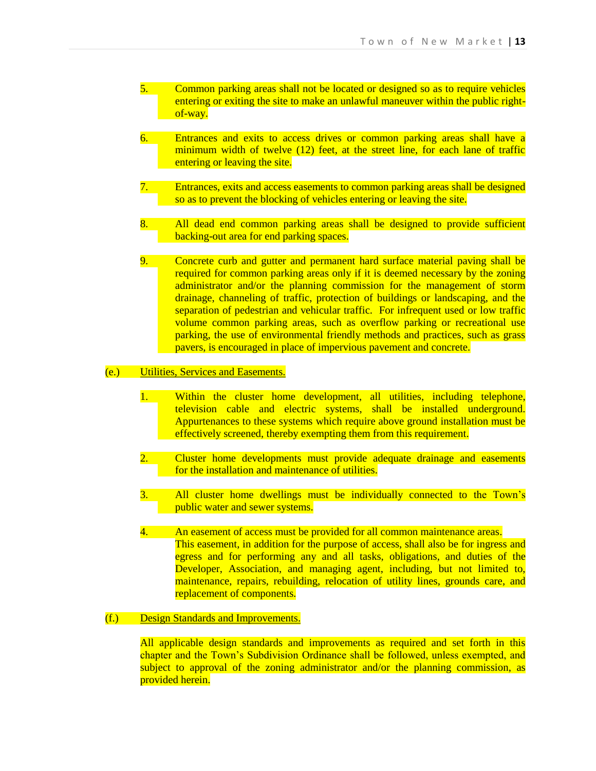5. Common parking areas shall not be located or designed so as to require vehicles entering or exiting the site to make an unlawful maneuver within the public right-of-way.

6. Entrances and exits to access drives or common parking areas shall have a minimum width of twelve (12) feet, at the street line, for each lane of traffic entering or leaving the site.

7. Entrances, exits and access easements to common parking areas shall be designed so as to prevent the blocking of vehicles entering or leaving the site.

8. All dead end common parking areas shall be designed to provide sufficient backing-out area for end parking spaces.

9. Concrete curb and gutter and permanent hard surface material paving shall be required for common parking areas only if it is deemed necessary by the zoning administrator and/or the planning commission for the management of storm drainage, channeling of traffic, protection of buildings or landscaping, and the separation of pedestrian and vehicular traffic. For infrequent used or low traffic volume common parking areas, such as overflow parking or recreational use parking, the use of environmental friendly methods and practices, such as grass pavers, is encouraged in place of impervious pavement and concrete.

(e.) <u>Utilities, Services and Easements.</u>

1. Within the cluster home development, all utilities, including telephone, television cable and electric systems, shall be installed underground. Appurtenances to these systems which require above ground installation must be effectively screened, thereby exempting them from this requirement.

2. Cluster home developments must provide adequate drainage and easements for the installation and maintenance of utilities.

3. All cluster home dwellings must be individually connected to the Town's public water and sewer systems.

4. An easement of access must be provided for all common maintenance areas. This easement, in addition for the purpose of access, shall also be for ingress and egress and for performing any and all tasks, obligations, and duties of the Developer, Association, and managing agent, including, but not limited to, maintenance, repairs, rebuilding, relocation of utility lines, grounds care, and replacement of components.

(f.) <u>Design Standards and Improvements.</u>

All applicable design standards and improvements as required and set forth in this chapter and the Town's Subdivision Ordinance shall be followed, unless exempted, and subject to approval of the zoning administrator and/or the planning commission, as provided herein.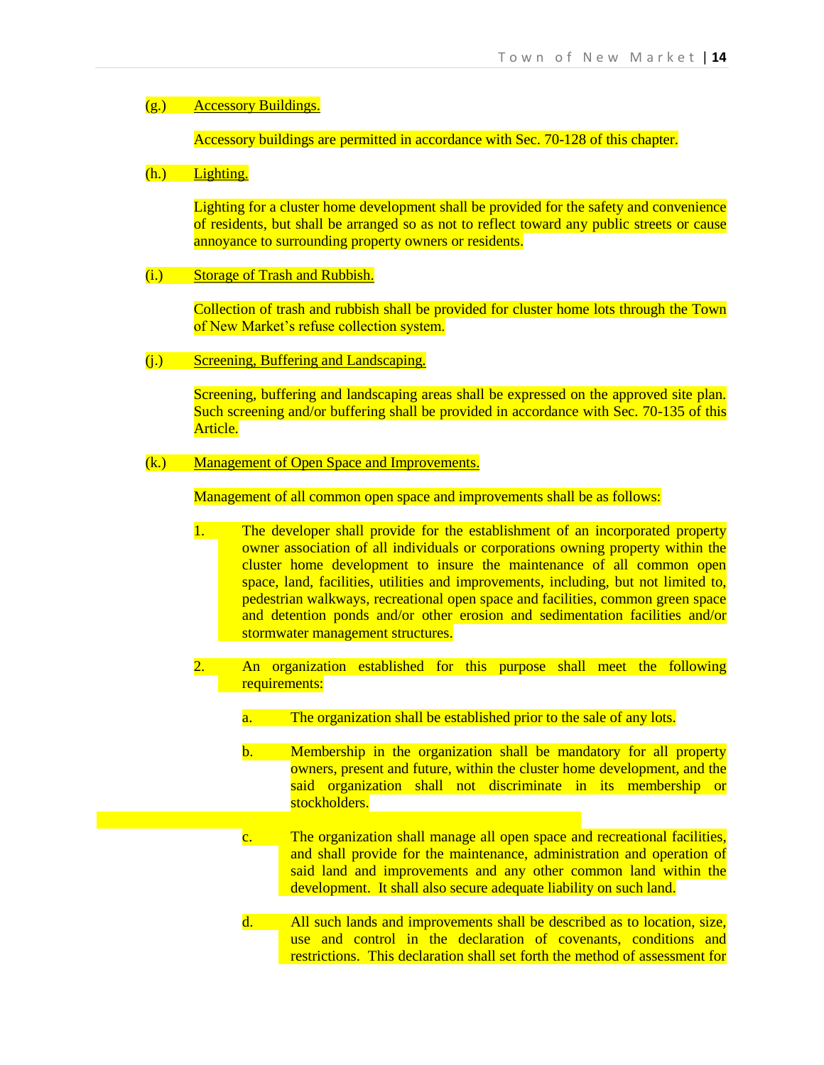(g.) <u>Accessory Buildings.</u>

Accessory buildings are permitted in accordance with Sec. 70-128 of this chapter.

(h.) <u>Lighting.</u>

Lighting for a cluster home development shall be provided for the safety and convenience of residents, but shall be arranged so as not to reflect toward any public streets or cause annoyance to surrounding property owners or residents.

(i.) <u>Storage of Trash and Rubbish.</u>

Collection of trash and rubbish shall be provided for cluster home lots through the Town of New Market's refuse collection system.

(j.) <u>Screening, Buffering and Landscaping.</u>

Screening, buffering and landscaping areas shall be expressed on the approved site plan. Such screening and/or buffering shall be provided in accordance with Sec. 70-135 of this Article.

(k.) <u>Management of Open Space and Improvements.</u>

Management of all common open space and improvements shall be as follows:

1. The developer shall provide for the establishment of an incorporated property owner association of all individuals or corporations owning property within the cluster home development to insure the maintenance of all common open space, land, facilities, utilities and improvements, including, but not limited to, pedestrian walkways, recreational open space and facilities, common green space and detention ponds and/or other erosion and sedimentation facilities and/or stormwater management structures.

2. An organization established for this purpose shall meet the following requirements:

   a. The organization shall be established prior to the sale of any lots.

   b. Membership in the organization shall be mandatory for all property owners, present and future, within the cluster home development, and the said organization shall not discriminate in its membership or stockholders.

   c. The organization shall manage all open space and recreational facilities, and shall provide for the maintenance, administration and operation of said land and improvements and any other common land within the development. It shall also secure adequate liability on such land.

   d. All such lands and improvements shall be described as to location, size, use and control in the declaration of covenants, conditions and restrictions. This declaration shall set forth the method of assessment for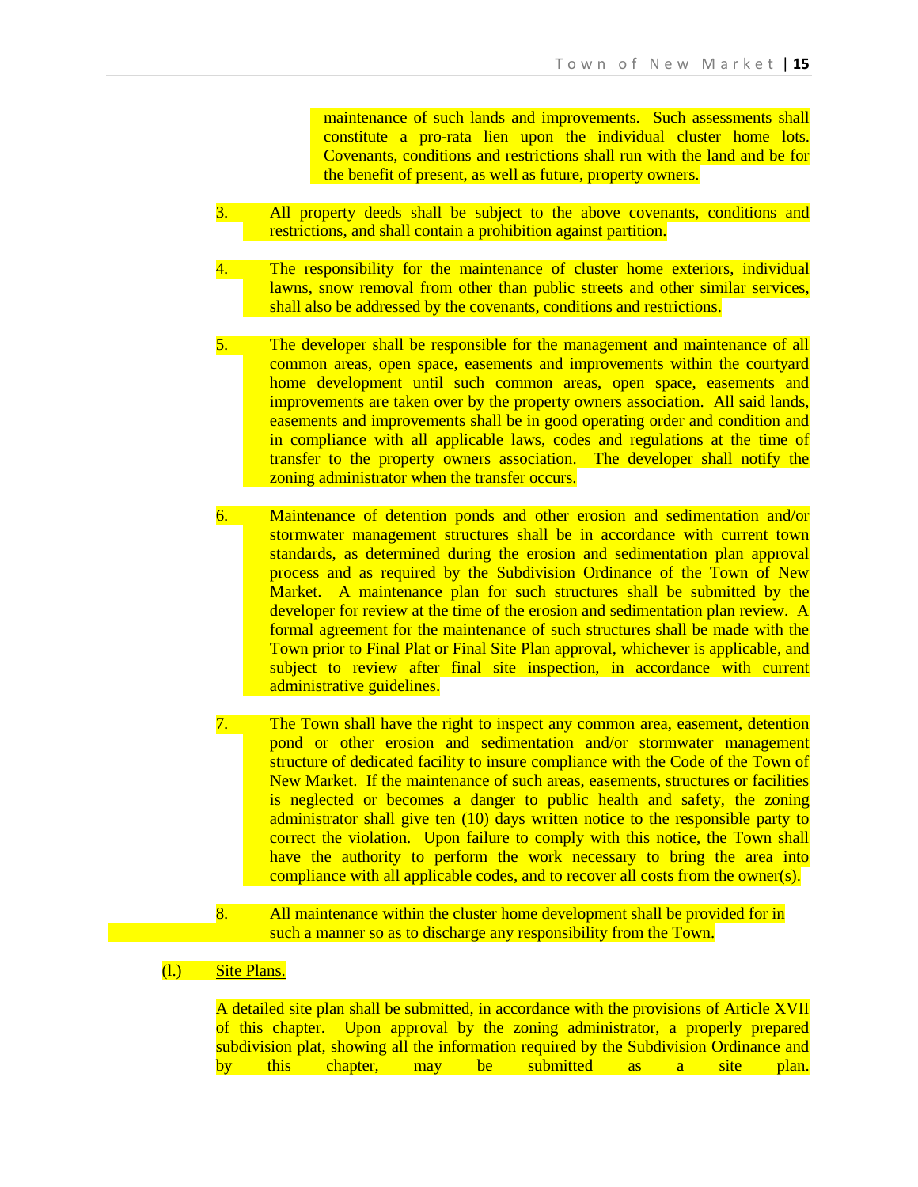maintenance of such lands and improvements. Such assessments shall constitute a pro-rata lien upon the individual cluster home lots. Covenants, conditions and restrictions shall run with the land and be for the benefit of present, as well as future, property owners.

3. All property deeds shall be subject to the above covenants, conditions and restrictions, and shall contain a prohibition against partition.

4. The responsibility for the maintenance of cluster home exteriors, individual lawns, snow removal from other than public streets and other similar services, shall also be addressed by the covenants, conditions and restrictions.

5. The developer shall be responsible for the management and maintenance of all common areas, open space, easements and improvements within the courtyard home development until such common areas, open space, easements and improvements are taken over by the property owners association. All said lands, easements and improvements shall be in good operating order and condition and in compliance with all applicable laws, codes and regulations at the time of transfer to the property owners association. The developer shall notify the zoning administrator when the transfer occurs.

6. Maintenance of detention ponds and other erosion and sedimentation and/or stormwater management structures shall be in accordance with current town standards, as determined during the erosion and sedimentation plan approval process and as required by the Subdivision Ordinance of the Town of New Market. A maintenance plan for such structures shall be submitted by the developer for review at the time of the erosion and sedimentation plan review. A formal agreement for the maintenance of such structures shall be made with the Town prior to Final Plat or Final Site Plan approval, whichever is applicable, and subject to review after final site inspection, in accordance with current administrative guidelines.

7. The Town shall have the right to inspect any common area, easement, detention pond or other erosion and sedimentation and/or stormwater management structure of dedicated facility to insure compliance with the Code of the Town of New Market. If the maintenance of such areas, easements, structures or facilities is neglected or becomes a danger to public health and safety, the zoning administrator shall give ten (10) days written notice to the responsible party to correct the violation. Upon failure to comply with this notice, the Town shall have the authority to perform the work necessary to bring the area into compliance with all applicable codes, and to recover all costs from the owner(s).

8. All maintenance within the cluster home development shall be provided for in such a manner so as to discharge any responsibility from the Town.

(l.) Site Plans.

A detailed site plan shall be submitted, in accordance with the provisions of Article XVII of this chapter. Upon approval by the zoning administrator, a properly prepared subdivision plat, showing all the information required by the Subdivision Ordinance and by this chapter, may be submitted as a site plan.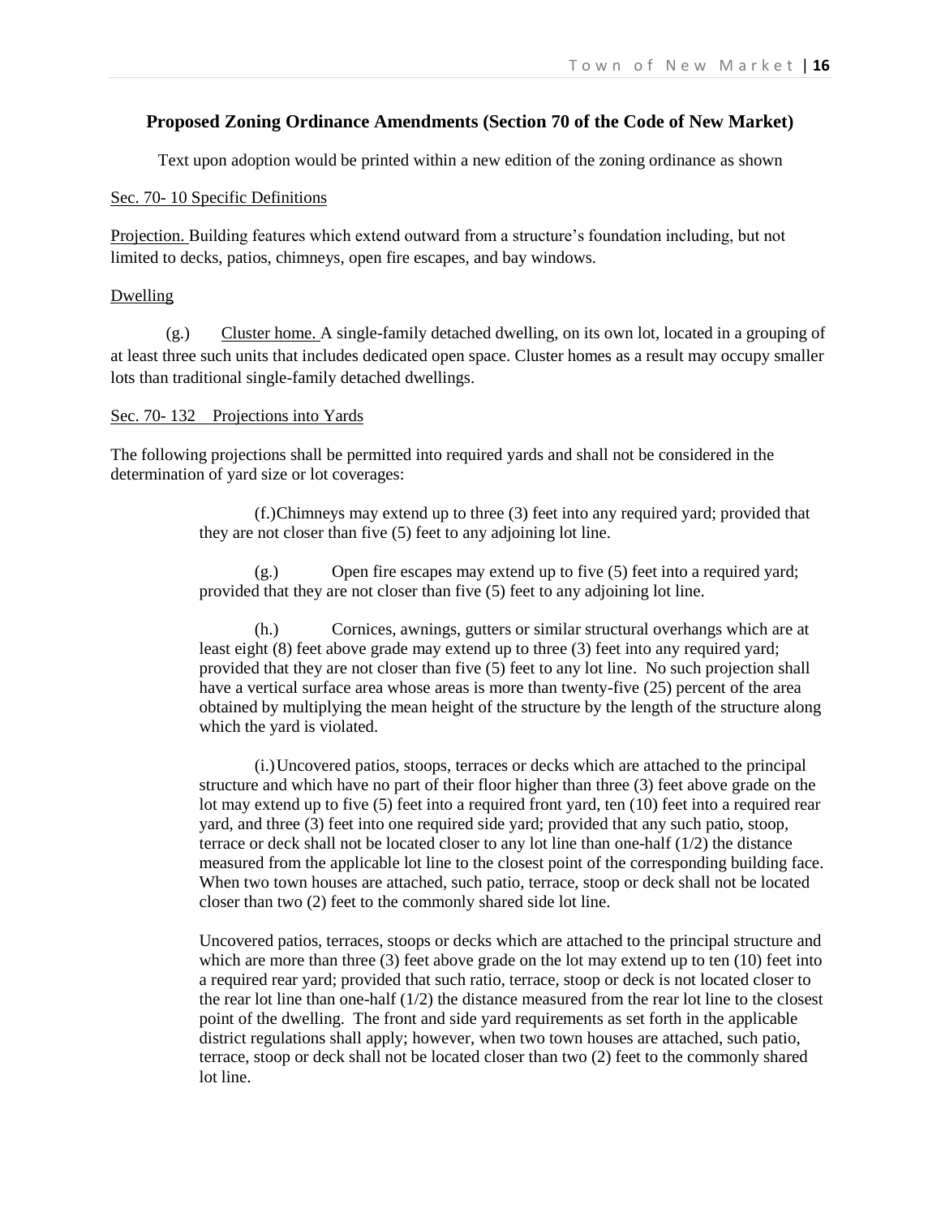## Proposed Zoning Ordinance Amendments (Section 70 of the Code of New Market)

Text upon adoption would be printed within a new edition of the zoning ordinance as shown

Sec. 70- 10 Specific Definitions

Projection. Building features which extend outward from a structure's foundation including, but not limited to decks, patios, chimneys, open fire escapes, and bay windows.

Dwelling

(g.) Cluster home. A single-family detached dwelling, on its own lot, located in a grouping of at least three such units that includes dedicated open space. Cluster homes as a result may occupy smaller lots than traditional single-family detached dwellings.

Sec. 70- 132 Projections into Yards

The following projections shall be permitted into required yards and shall not be considered in the determination of yard size or lot coverages:

> (f.) Chimneys may extend up to three (3) feet into any required yard; provided that they are not closer than five (5) feet to any adjoining lot line.
>
> (g.) Open fire escapes may extend up to five (5) feet into a required yard; provided that they are not closer than five (5) feet to any adjoining lot line.
>
> (h.) Cornices, awnings, gutters or similar structural overhangs which are at least eight (8) feet above grade may extend up to three (3) feet into any required yard; provided that they are not closer than five (5) feet to any lot line. No such projection shall have a vertical surface area whose areas is more than twenty-five (25) percent of the area obtained by multiplying the mean height of the structure by the length of the structure along which the yard is violated.
>
> (i.) Uncovered patios, stoops, terraces or decks which are attached to the principal structure and which have no part of their floor higher than three (3) feet above grade on the lot may extend up to five (5) feet into a required front yard, ten (10) feet into a required rear yard, and three (3) feet into one required side yard; provided that any such patio, stoop, terrace or deck shall not be located closer to any lot line than one-half (1/2) the distance measured from the applicable lot line to the closest point of the corresponding building face. When two town houses are attached, such patio, terrace, stoop or deck shall not be located closer than two (2) feet to the commonly shared side lot line.
>
> Uncovered patios, terraces, stoops or decks which are attached to the principal structure and which are more than three (3) feet above grade on the lot may extend up to ten (10) feet into a required rear yard; provided that such ratio, terrace, stoop or deck is not located closer to the rear lot line than one-half (1/2) the distance measured from the rear lot line to the closest point of the dwelling. The front and side yard requirements as set forth in the applicable district regulations shall apply; however, when two town houses are attached, such patio, terrace, stoop or deck shall not be located closer than two (2) feet to the commonly shared lot line.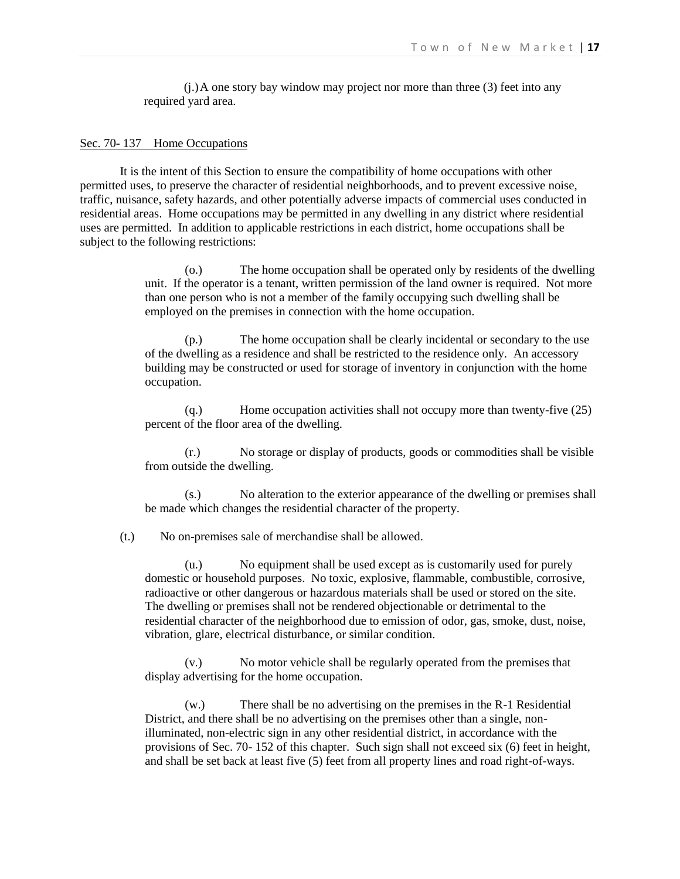(j.) A one story bay window may project nor more than three (3) feet into any required yard area.

Sec. 70- 137 Home Occupations

It is the intent of this Section to ensure the compatibility of home occupations with other permitted uses, to preserve the character of residential neighborhoods, and to prevent excessive noise, traffic, nuisance, safety hazards, and other potentially adverse impacts of commercial uses conducted in residential areas. Home occupations may be permitted in any dwelling in any district where residential uses are permitted. In addition to applicable restrictions in each district, home occupations shall be subject to the following restrictions:

(o.) The home occupation shall be operated only by residents of the dwelling unit. If the operator is a tenant, written permission of the land owner is required. Not more than one person who is not a member of the family occupying such dwelling shall be employed on the premises in connection with the home occupation.

(p.) The home occupation shall be clearly incidental or secondary to the use of the dwelling as a residence and shall be restricted to the residence only. An accessory building may be constructed or used for storage of inventory in conjunction with the home occupation.

(q.) Home occupation activities shall not occupy more than twenty-five (25) percent of the floor area of the dwelling.

(r.) No storage or display of products, goods or commodities shall be visible from outside the dwelling.

(s.) No alteration to the exterior appearance of the dwelling or premises shall be made which changes the residential character of the property.

(t.) No on-premises sale of merchandise shall be allowed.

(u.) No equipment shall be used except as is customarily used for purely domestic or household purposes. No toxic, explosive, flammable, combustible, corrosive, radioactive or other dangerous or hazardous materials shall be used or stored on the site. The dwelling or premises shall not be rendered objectionable or detrimental to the residential character of the neighborhood due to emission of odor, gas, smoke, dust, noise, vibration, glare, electrical disturbance, or similar condition.

(v.) No motor vehicle shall be regularly operated from the premises that display advertising for the home occupation.

(w.) There shall be no advertising on the premises in the R-1 Residential District, and there shall be no advertising on the premises other than a single, non-illuminated, non-electric sign in any other residential district, in accordance with the provisions of Sec. 70- 152 of this chapter. Such sign shall not exceed six (6) feet in height, and shall be set back at least five (5) feet from all property lines and road right-of-ways.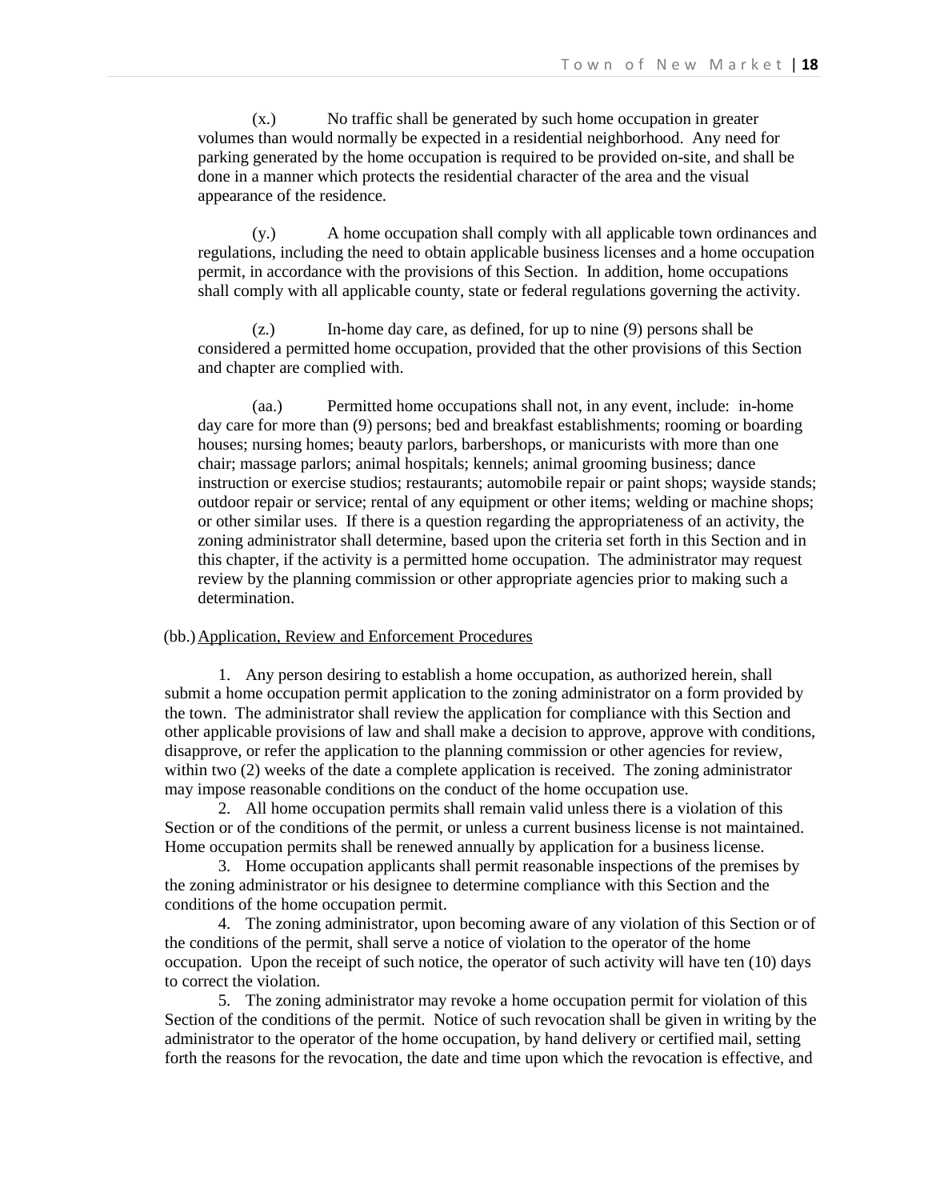(x.) No traffic shall be generated by such home occupation in greater volumes than would normally be expected in a residential neighborhood. Any need for parking generated by the home occupation is required to be provided on-site, and shall be done in a manner which protects the residential character of the area and the visual appearance of the residence.

(y.) A home occupation shall comply with all applicable town ordinances and regulations, including the need to obtain applicable business licenses and a home occupation permit, in accordance with the provisions of this Section. In addition, home occupations shall comply with all applicable county, state or federal regulations governing the activity.

(z.) In-home day care, as defined, for up to nine (9) persons shall be considered a permitted home occupation, provided that the other provisions of this Section and chapter are complied with.

(aa.) Permitted home occupations shall not, in any event, include: in-home day care for more than (9) persons; bed and breakfast establishments; rooming or boarding houses; nursing homes; beauty parlors, barbershops, or manicurists with more than one chair; massage parlors; animal hospitals; kennels; animal grooming business; dance instruction or exercise studios; restaurants; automobile repair or paint shops; wayside stands; outdoor repair or service; rental of any equipment or other items; welding or machine shops; or other similar uses. If there is a question regarding the appropriateness of an activity, the zoning administrator shall determine, based upon the criteria set forth in this Section and in this chapter, if the activity is a permitted home occupation. The administrator may request review by the planning commission or other appropriate agencies prior to making such a determination.

(bb.) <u>Application, Review and Enforcement Procedures</u>

1. Any person desiring to establish a home occupation, as authorized herein, shall submit a home occupation permit application to the zoning administrator on a form provided by the town. The administrator shall review the application for compliance with this Section and other applicable provisions of law and shall make a decision to approve, approve with conditions, disapprove, or refer the application to the planning commission or other agencies for review, within two (2) weeks of the date a complete application is received. The zoning administrator may impose reasonable conditions on the conduct of the home occupation use.

2. All home occupation permits shall remain valid unless there is a violation of this Section or of the conditions of the permit, or unless a current business license is not maintained. Home occupation permits shall be renewed annually by application for a business license.

3. Home occupation applicants shall permit reasonable inspections of the premises by the zoning administrator or his designee to determine compliance with this Section and the conditions of the home occupation permit.

4. The zoning administrator, upon becoming aware of any violation of this Section or of the conditions of the permit, shall serve a notice of violation to the operator of the home occupation. Upon the receipt of such notice, the operator of such activity will have ten (10) days to correct the violation.

5. The zoning administrator may revoke a home occupation permit for violation of this Section of the conditions of the permit. Notice of such revocation shall be given in writing by the administrator to the operator of the home occupation, by hand delivery or certified mail, setting forth the reasons for the revocation, the date and time upon which the revocation is effective, and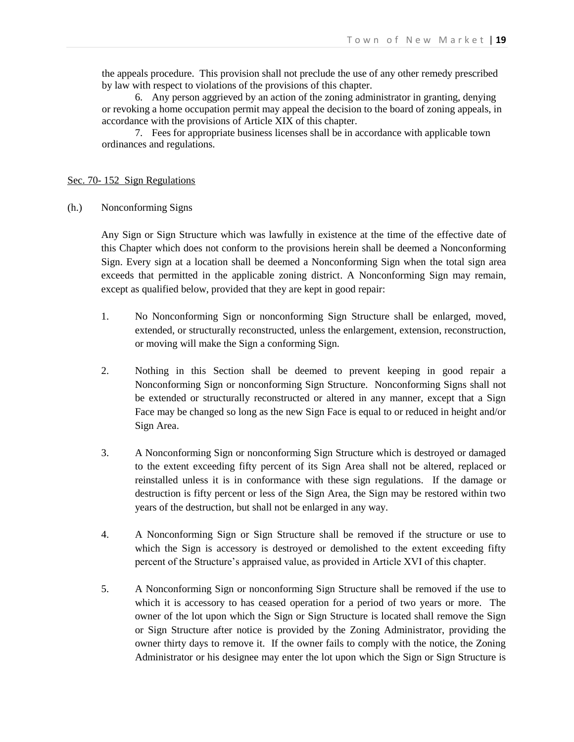the appeals procedure. This provision shall not preclude the use of any other remedy prescribed by law with respect to violations of the provisions of this chapter.

6. Any person aggrieved by an action of the zoning administrator in granting, denying or revoking a home occupation permit may appeal the decision to the board of zoning appeals, in accordance with the provisions of Article XIX of this chapter.

7. Fees for appropriate business licenses shall be in accordance with applicable town ordinances and regulations.

Sec. 70- 152 Sign Regulations

(h.) Nonconforming Signs

Any Sign or Sign Structure which was lawfully in existence at the time of the effective date of this Chapter which does not conform to the provisions herein shall be deemed a Nonconforming Sign. Every sign at a location shall be deemed a Nonconforming Sign when the total sign area exceeds that permitted in the applicable zoning district. A Nonconforming Sign may remain, except as qualified below, provided that they are kept in good repair:

1. No Nonconforming Sign or nonconforming Sign Structure shall be enlarged, moved, extended, or structurally reconstructed, unless the enlargement, extension, reconstruction, or moving will make the Sign a conforming Sign.

2. Nothing in this Section shall be deemed to prevent keeping in good repair a Nonconforming Sign or nonconforming Sign Structure. Nonconforming Signs shall not be extended or structurally reconstructed or altered in any manner, except that a Sign Face may be changed so long as the new Sign Face is equal to or reduced in height and/or Sign Area.

3. A Nonconforming Sign or nonconforming Sign Structure which is destroyed or damaged to the extent exceeding fifty percent of its Sign Area shall not be altered, replaced or reinstalled unless it is in conformance with these sign regulations. If the damage or destruction is fifty percent or less of the Sign Area, the Sign may be restored within two years of the destruction, but shall not be enlarged in any way.

4. A Nonconforming Sign or Sign Structure shall be removed if the structure or use to which the Sign is accessory is destroyed or demolished to the extent exceeding fifty percent of the Structure's appraised value, as provided in Article XVI of this chapter.

5. A Nonconforming Sign or nonconforming Sign Structure shall be removed if the use to which it is accessory to has ceased operation for a period of two years or more. The owner of the lot upon which the Sign or Sign Structure is located shall remove the Sign or Sign Structure after notice is provided by the Zoning Administrator, providing the owner thirty days to remove it. If the owner fails to comply with the notice, the Zoning Administrator or his designee may enter the lot upon which the Sign or Sign Structure is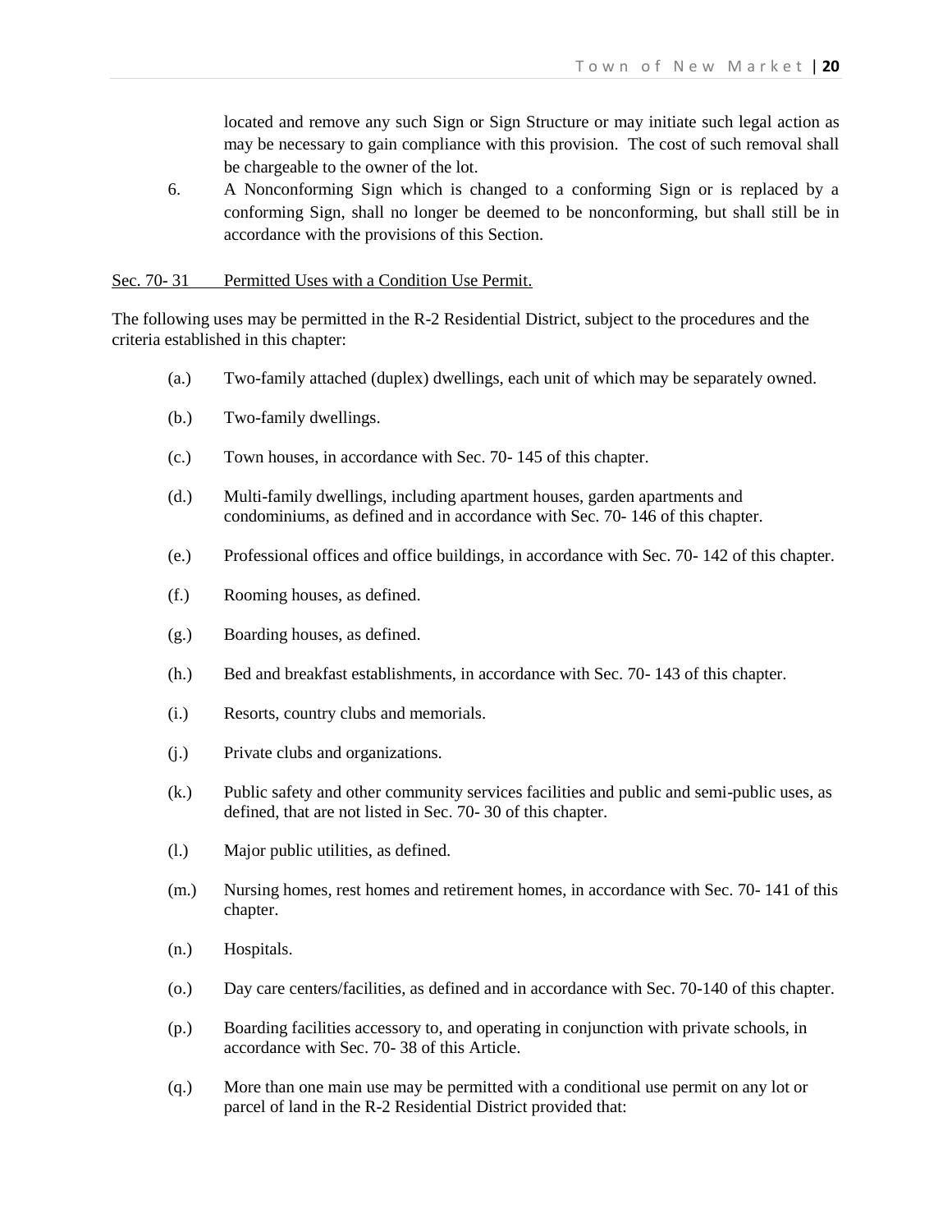located and remove any such Sign or Sign Structure or may initiate such legal action as may be necessary to gain compliance with this provision. The cost of such removal shall be chargeable to the owner of the lot.

6. A Nonconforming Sign which is changed to a conforming Sign or is replaced by a conforming Sign, shall no longer be deemed to be nonconforming, but shall still be in accordance with the provisions of this Section.

<u>Sec. 70- 31 Permitted Uses with a Condition Use Permit.</u>

The following uses may be permitted in the R-2 Residential District, subject to the procedures and the criteria established in this chapter:

(a.) Two-family attached (duplex) dwellings, each unit of which may be separately owned.

(b.) Two-family dwellings.

(c.) Town houses, in accordance with Sec. 70- 145 of this chapter.

(d.) Multi-family dwellings, including apartment houses, garden apartments and condominiums, as defined and in accordance with Sec. 70- 146 of this chapter.

(e.) Professional offices and office buildings, in accordance with Sec. 70- 142 of this chapter.

(f.) Rooming houses, as defined.

(g.) Boarding houses, as defined.

(h.) Bed and breakfast establishments, in accordance with Sec. 70- 143 of this chapter.

(i.) Resorts, country clubs and memorials.

(j.) Private clubs and organizations.

(k.) Public safety and other community services facilities and public and semi-public uses, as defined, that are not listed in Sec. 70- 30 of this chapter.

(l.) Major public utilities, as defined.

(m.) Nursing homes, rest homes and retirement homes, in accordance with Sec. 70- 141 of this chapter.

(n.) Hospitals.

(o.) Day care centers/facilities, as defined and in accordance with Sec. 70-140 of this chapter.

(p.) Boarding facilities accessory to, and operating in conjunction with private schools, in accordance with Sec. 70- 38 of this Article.

(q.) More than one main use may be permitted with a conditional use permit on any lot or parcel of land in the R-2 Residential District provided that: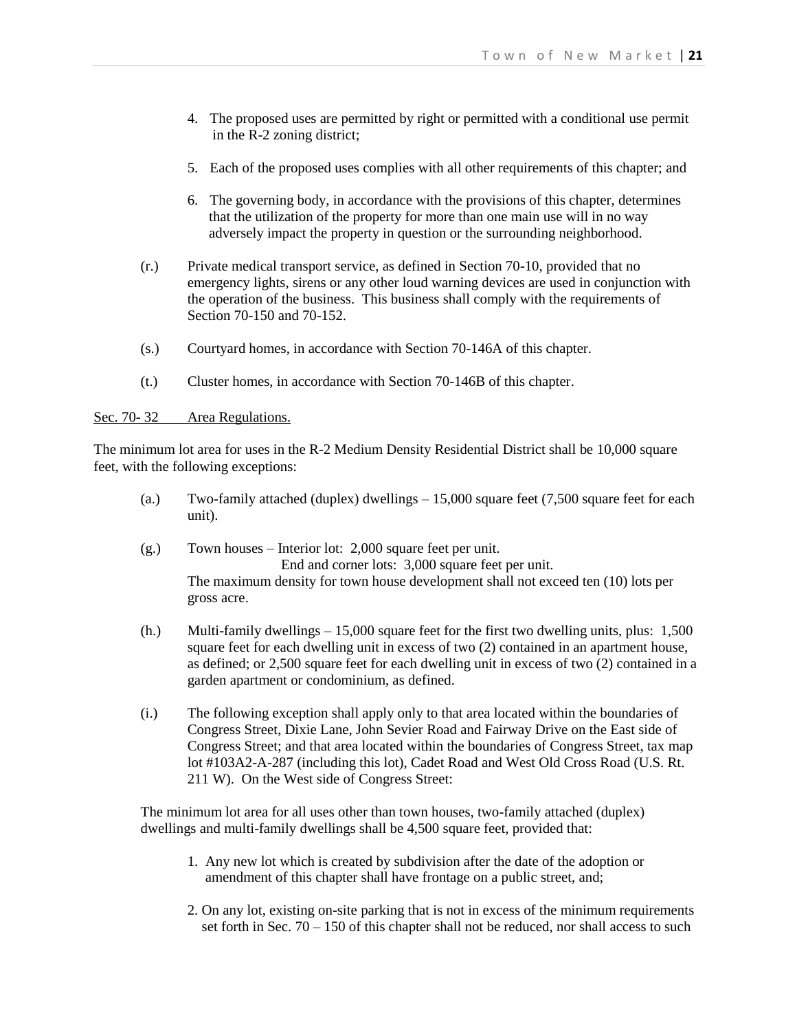4. The proposed uses are permitted by right or permitted with a conditional use permit in the R-2 zoning district;

5. Each of the proposed uses complies with all other requirements of this chapter; and

6. The governing body, in accordance with the provisions of this chapter, determines that the utilization of the property for more than one main use will in no way adversely impact the property in question or the surrounding neighborhood.

(r.) Private medical transport service, as defined in Section 70-10, provided that no emergency lights, sirens or any other loud warning devices are used in conjunction with the operation of the business. This business shall comply with the requirements of Section 70-150 and 70-152.

(s.) Courtyard homes, in accordance with Section 70-146A of this chapter.

(t.) Cluster homes, in accordance with Section 70-146B of this chapter.

<u>Sec. 70- 32 Area Regulations.</u>

The minimum lot area for uses in the R-2 Medium Density Residential District shall be 10,000 square feet, with the following exceptions:

(a.) Two-family attached (duplex) dwellings – 15,000 square feet (7,500 square feet for each unit).

(g.) Town houses – Interior lot: 2,000 square feet per unit.
End and corner lots: 3,000 square feet per unit.
The maximum density for town house development shall not exceed ten (10) lots per gross acre.

(h.) Multi-family dwellings – 15,000 square feet for the first two dwelling units, plus: 1,500 square feet for each dwelling unit in excess of two (2) contained in an apartment house, as defined; or 2,500 square feet for each dwelling unit in excess of two (2) contained in a garden apartment or condominium, as defined.

(i.) The following exception shall apply only to that area located within the boundaries of Congress Street, Dixie Lane, John Sevier Road and Fairway Drive on the East side of Congress Street; and that area located within the boundaries of Congress Street, tax map lot #103A2-A-287 (including this lot), Cadet Road and West Old Cross Road (U.S. Rt. 211 W). On the West side of Congress Street:

The minimum lot area for all uses other than town houses, two-family attached (duplex) dwellings and multi-family dwellings shall be 4,500 square feet, provided that:

1. Any new lot which is created by subdivision after the date of the adoption or amendment of this chapter shall have frontage on a public street, and;

2. On any lot, existing on-site parking that is not in excess of the minimum requirements set forth in Sec. 70 – 150 of this chapter shall not be reduced, nor shall access to such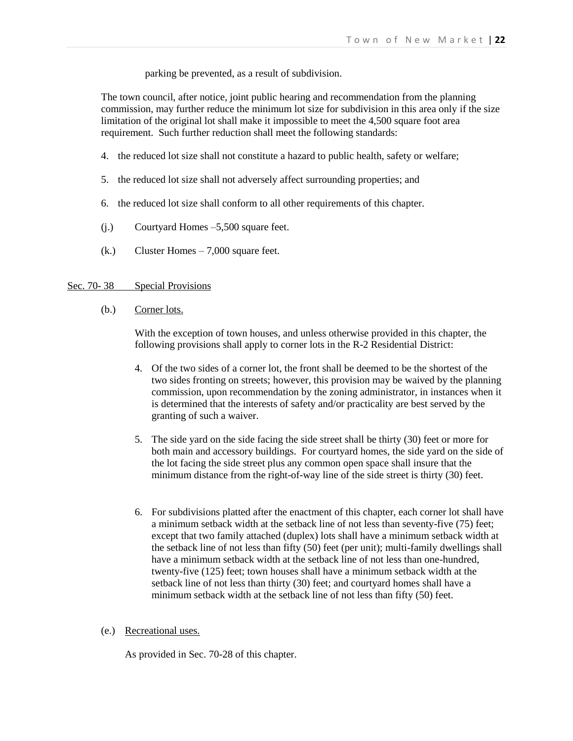parking be prevented, as a result of subdivision.

The town council, after notice, joint public hearing and recommendation from the planning commission, may further reduce the minimum lot size for subdivision in this area only if the size limitation of the original lot shall make it impossible to meet the 4,500 square foot area requirement. Such further reduction shall meet the following standards:

4. the reduced lot size shall not constitute a hazard to public health, safety or welfare;

5. the reduced lot size shall not adversely affect surrounding properties; and

6. the reduced lot size shall conform to all other requirements of this chapter.

(j.) Courtyard Homes –5,500 square feet.

(k.) Cluster Homes – 7,000 square feet.

Sec. 70- 38 Special Provisions

(b.) Corner lots.

With the exception of town houses, and unless otherwise provided in this chapter, the following provisions shall apply to corner lots in the R-2 Residential District:

4. Of the two sides of a corner lot, the front shall be deemed to be the shortest of the two sides fronting on streets; however, this provision may be waived by the planning commission, upon recommendation by the zoning administrator, in instances when it is determined that the interests of safety and/or practicality are best served by the granting of such a waiver.

5. The side yard on the side facing the side street shall be thirty (30) feet or more for both main and accessory buildings. For courtyard homes, the side yard on the side of the lot facing the side street plus any common open space shall insure that the minimum distance from the right-of-way line of the side street is thirty (30) feet.

6. For subdivisions platted after the enactment of this chapter, each corner lot shall have a minimum setback width at the setback line of not less than seventy-five (75) feet; except that two family attached (duplex) lots shall have a minimum setback width at the setback line of not less than fifty (50) feet (per unit); multi-family dwellings shall have a minimum setback width at the setback line of not less than one-hundred, twenty-five (125) feet; town houses shall have a minimum setback width at the setback line of not less than thirty (30) feet; and courtyard homes shall have a minimum setback width at the setback line of not less than fifty (50) feet.

(e.) Recreational uses.

As provided in Sec. 70-28 of this chapter.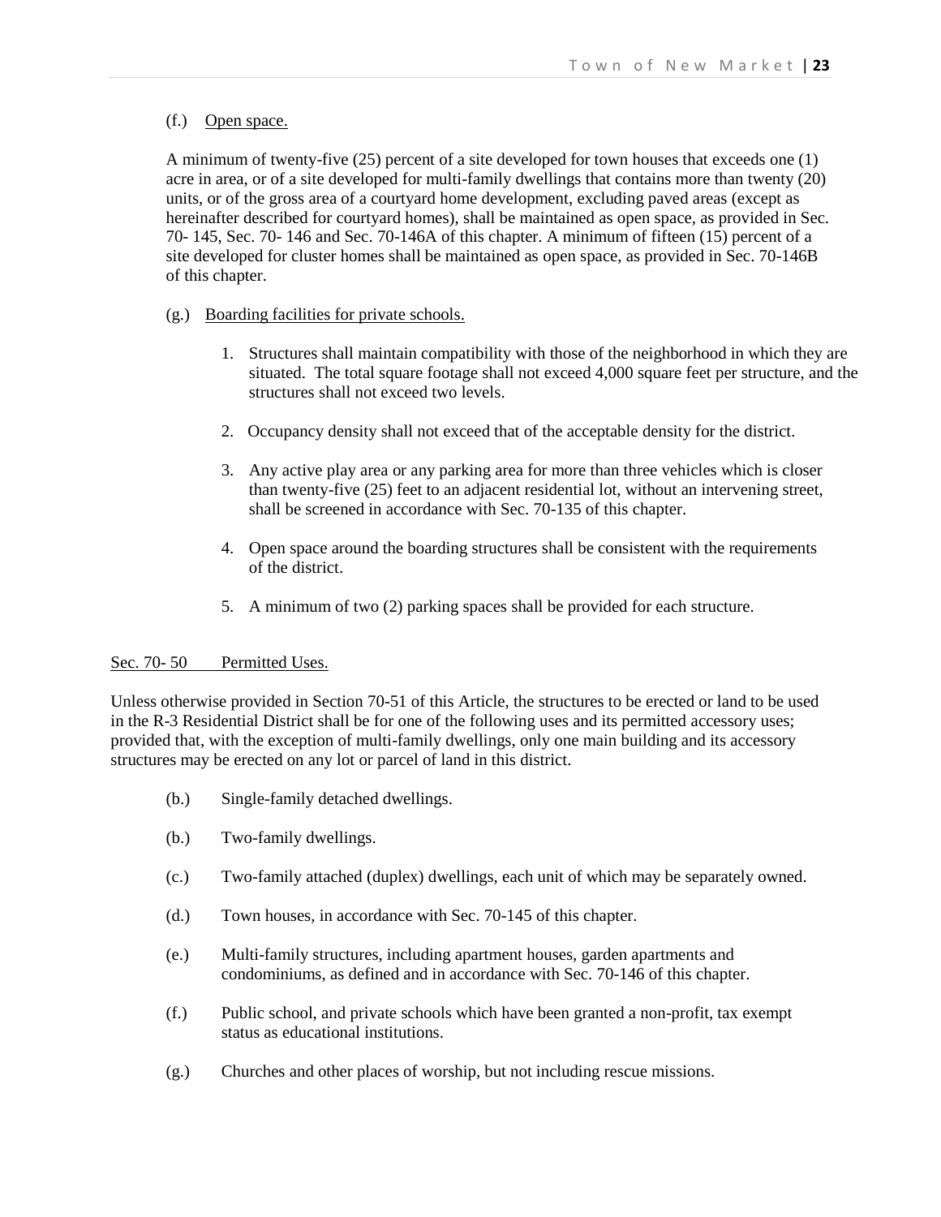(f.) Open space.

A minimum of twenty-five (25) percent of a site developed for town houses that exceeds one (1) acre in area, or of a site developed for multi-family dwellings that contains more than twenty (20) units, or of the gross area of a courtyard home development, excluding paved areas (except as hereinafter described for courtyard homes), shall be maintained as open space, as provided in Sec. 70- 145, Sec. 70- 146 and Sec. 70-146A of this chapter. A minimum of fifteen (15) percent of a site developed for cluster homes shall be maintained as open space, as provided in Sec. 70-146B of this chapter.

(g.) Boarding facilities for private schools.

1. Structures shall maintain compatibility with those of the neighborhood in which they are situated. The total square footage shall not exceed 4,000 square feet per structure, and the structures shall not exceed two levels.
2. Occupancy density shall not exceed that of the acceptable density for the district.
3. Any active play area or any parking area for more than three vehicles which is closer than twenty-five (25) feet to an adjacent residential lot, without an intervening street, shall be screened in accordance with Sec. 70-135 of this chapter.
4. Open space around the boarding structures shall be consistent with the requirements of the district.
5. A minimum of two (2) parking spaces shall be provided for each structure.

## Sec. 70- 50 Permitted Uses.

Unless otherwise provided in Section 70-51 of this Article, the structures to be erected or land to be used in the R-3 Residential District shall be for one of the following uses and its permitted accessory uses; provided that, with the exception of multi-family dwellings, only one main building and its accessory structures may be erected on any lot or parcel of land in this district.

(b.) Single-family detached dwellings.

(b.) Two-family dwellings.

(c.) Two-family attached (duplex) dwellings, each unit of which may be separately owned.

(d.) Town houses, in accordance with Sec. 70-145 of this chapter.

(e.) Multi-family structures, including apartment houses, garden apartments and condominiums, as defined and in accordance with Sec. 70-146 of this chapter.

(f.) Public school, and private schools which have been granted a non-profit, tax exempt status as educational institutions.

(g.) Churches and other places of worship, but not including rescue missions.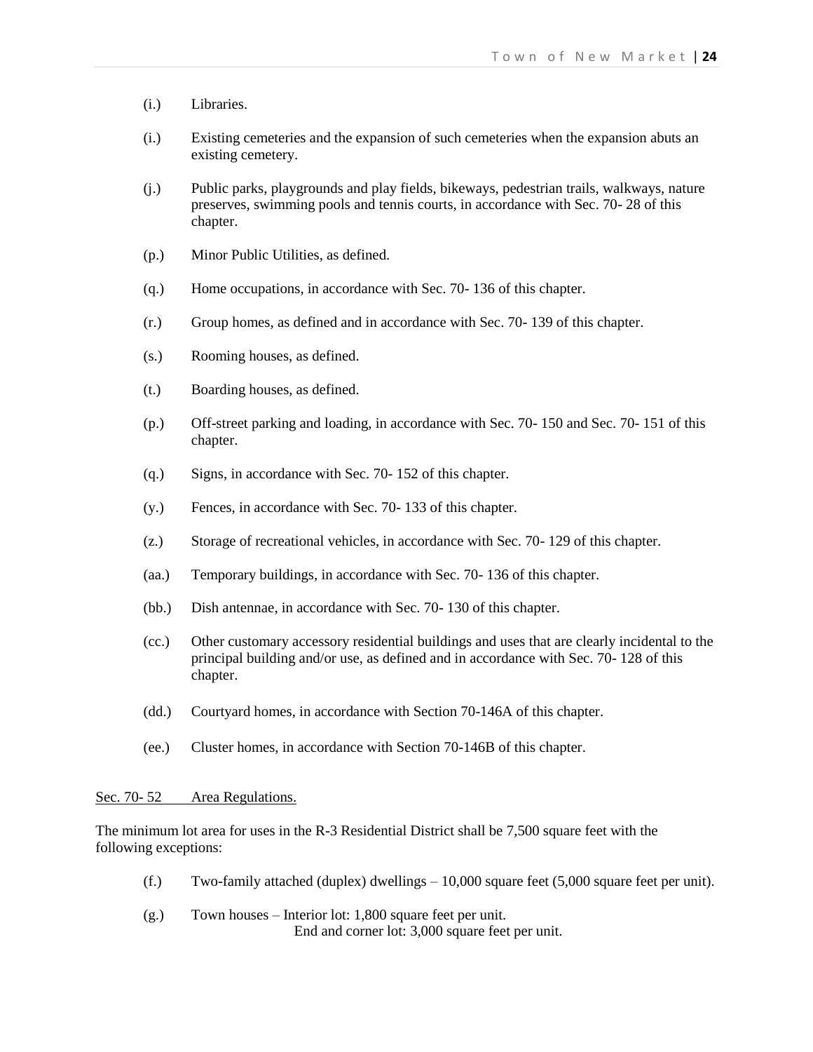(i.) Libraries.

(i.) Existing cemeteries and the expansion of such cemeteries when the expansion abuts an existing cemetery.

(j.) Public parks, playgrounds and play fields, bikeways, pedestrian trails, walkways, nature preserves, swimming pools and tennis courts, in accordance with Sec. 70- 28 of this chapter.

(p.) Minor Public Utilities, as defined.

(q.) Home occupations, in accordance with Sec. 70- 136 of this chapter.

(r.) Group homes, as defined and in accordance with Sec. 70- 139 of this chapter.

(s.) Rooming houses, as defined.

(t.) Boarding houses, as defined.

(p.) Off-street parking and loading, in accordance with Sec. 70- 150 and Sec. 70- 151 of this chapter.

(q.) Signs, in accordance with Sec. 70- 152 of this chapter.

(y.) Fences, in accordance with Sec. 70- 133 of this chapter.

(z.) Storage of recreational vehicles, in accordance with Sec. 70- 129 of this chapter.

(aa.) Temporary buildings, in accordance with Sec. 70- 136 of this chapter.

(bb.) Dish antennae, in accordance with Sec. 70- 130 of this chapter.

(cc.) Other customary accessory residential buildings and uses that are clearly incidental to the principal building and/or use, as defined and in accordance with Sec. 70- 128 of this chapter.

(dd.) Courtyard homes, in accordance with Section 70-146A of this chapter.

(ee.) Cluster homes, in accordance with Section 70-146B of this chapter.

Sec. 70- 52 Area Regulations.

The minimum lot area for uses in the R-3 Residential District shall be 7,500 square feet with the following exceptions:

(f.) Two-family attached (duplex) dwellings – 10,000 square feet (5,000 square feet per unit).

(g.) Town houses – Interior lot: 1,800 square feet per unit.
End and corner lot: 3,000 square feet per unit.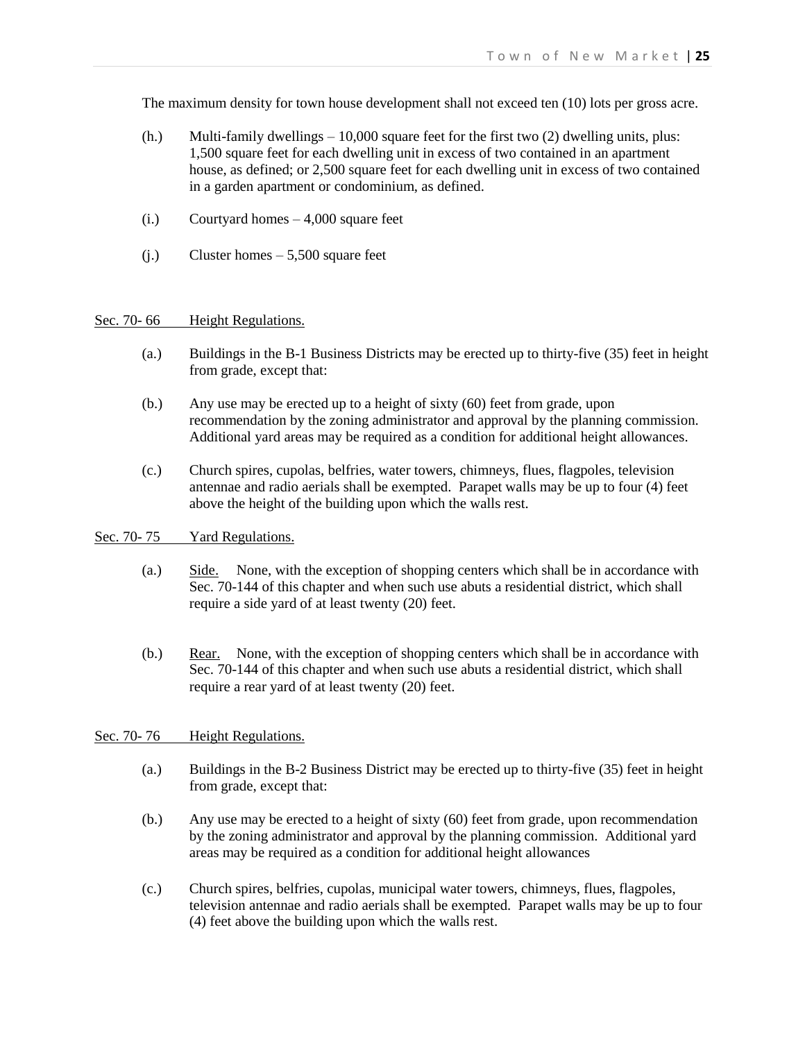The maximum density for town house development shall not exceed ten (10) lots per gross acre.

(h.) Multi-family dwellings – 10,000 square feet for the first two (2) dwelling units, plus: 1,500 square feet for each dwelling unit in excess of two contained in an apartment house, as defined; or 2,500 square feet for each dwelling unit in excess of two contained in a garden apartment or condominium, as defined.

(i.) Courtyard homes – 4,000 square feet

(j.) Cluster homes – 5,500 square feet

Sec. 70- 66 Height Regulations.

(a.) Buildings in the B-1 Business Districts may be erected up to thirty-five (35) feet in height from grade, except that:

(b.) Any use may be erected up to a height of sixty (60) feet from grade, upon recommendation by the zoning administrator and approval by the planning commission. Additional yard areas may be required as a condition for additional height allowances.

(c.) Church spires, cupolas, belfries, water towers, chimneys, flues, flagpoles, television antennae and radio aerials shall be exempted. Parapet walls may be up to four (4) feet above the height of the building upon which the walls rest.

Sec. 70- 75 Yard Regulations.

(a.) Side. None, with the exception of shopping centers which shall be in accordance with Sec. 70-144 of this chapter and when such use abuts a residential district, which shall require a side yard of at least twenty (20) feet.

(b.) Rear. None, with the exception of shopping centers which shall be in accordance with Sec. 70-144 of this chapter and when such use abuts a residential district, which shall require a rear yard of at least twenty (20) feet.

Sec. 70- 76 Height Regulations.

(a.) Buildings in the B-2 Business District may be erected up to thirty-five (35) feet in height from grade, except that:

(b.) Any use may be erected to a height of sixty (60) feet from grade, upon recommendation by the zoning administrator and approval by the planning commission. Additional yard areas may be required as a condition for additional height allowances

(c.) Church spires, belfries, cupolas, municipal water towers, chimneys, flues, flagpoles, television antennae and radio aerials shall be exempted. Parapet walls may be up to four (4) feet above the building upon which the walls rest.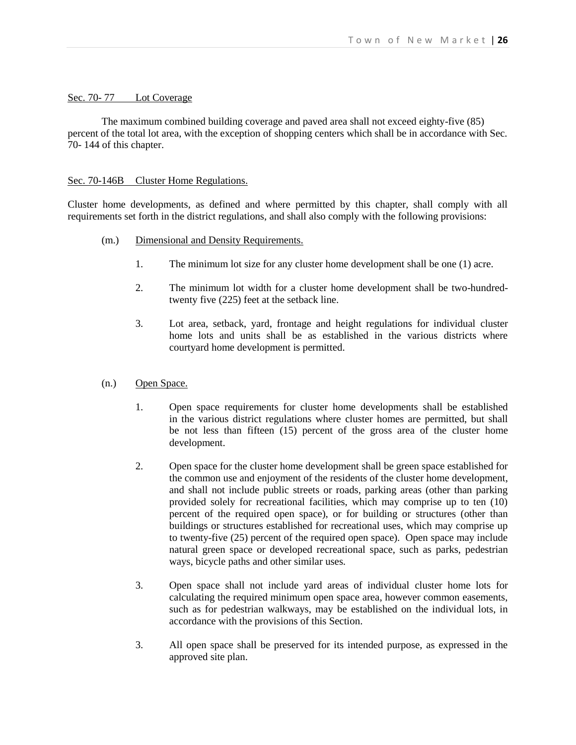## Sec. 70- 77 Lot Coverage

The maximum combined building coverage and paved area shall not exceed eighty-five (85) percent of the total lot area, with the exception of shopping centers which shall be in accordance with Sec. 70- 144 of this chapter.

## Sec. 70-146B Cluster Home Regulations.

Cluster home developments, as defined and where permitted by this chapter, shall comply with all requirements set forth in the district regulations, and shall also comply with the following provisions:

(m.) Dimensional and Density Requirements.

1. The minimum lot size for any cluster home development shall be one (1) acre.

2. The minimum lot width for a cluster home development shall be two-hundred-twenty five (225) feet at the setback line.

3. Lot area, setback, yard, frontage and height regulations for individual cluster home lots and units shall be as established in the various districts where courtyard home development is permitted.

(n.) Open Space.

1. Open space requirements for cluster home developments shall be established in the various district regulations where cluster homes are permitted, but shall be not less than fifteen (15) percent of the gross area of the cluster home development.

2. Open space for the cluster home development shall be green space established for the common use and enjoyment of the residents of the cluster home development, and shall not include public streets or roads, parking areas (other than parking provided solely for recreational facilities, which may comprise up to ten (10) percent of the required open space), or for building or structures (other than buildings or structures established for recreational uses, which may comprise up to twenty-five (25) percent of the required open space). Open space may include natural green space or developed recreational space, such as parks, pedestrian ways, bicycle paths and other similar uses.

3. Open space shall not include yard areas of individual cluster home lots for calculating the required minimum open space area, however common easements, such as for pedestrian walkways, may be established on the individual lots, in accordance with the provisions of this Section.

3. All open space shall be preserved for its intended purpose, as expressed in the approved site plan.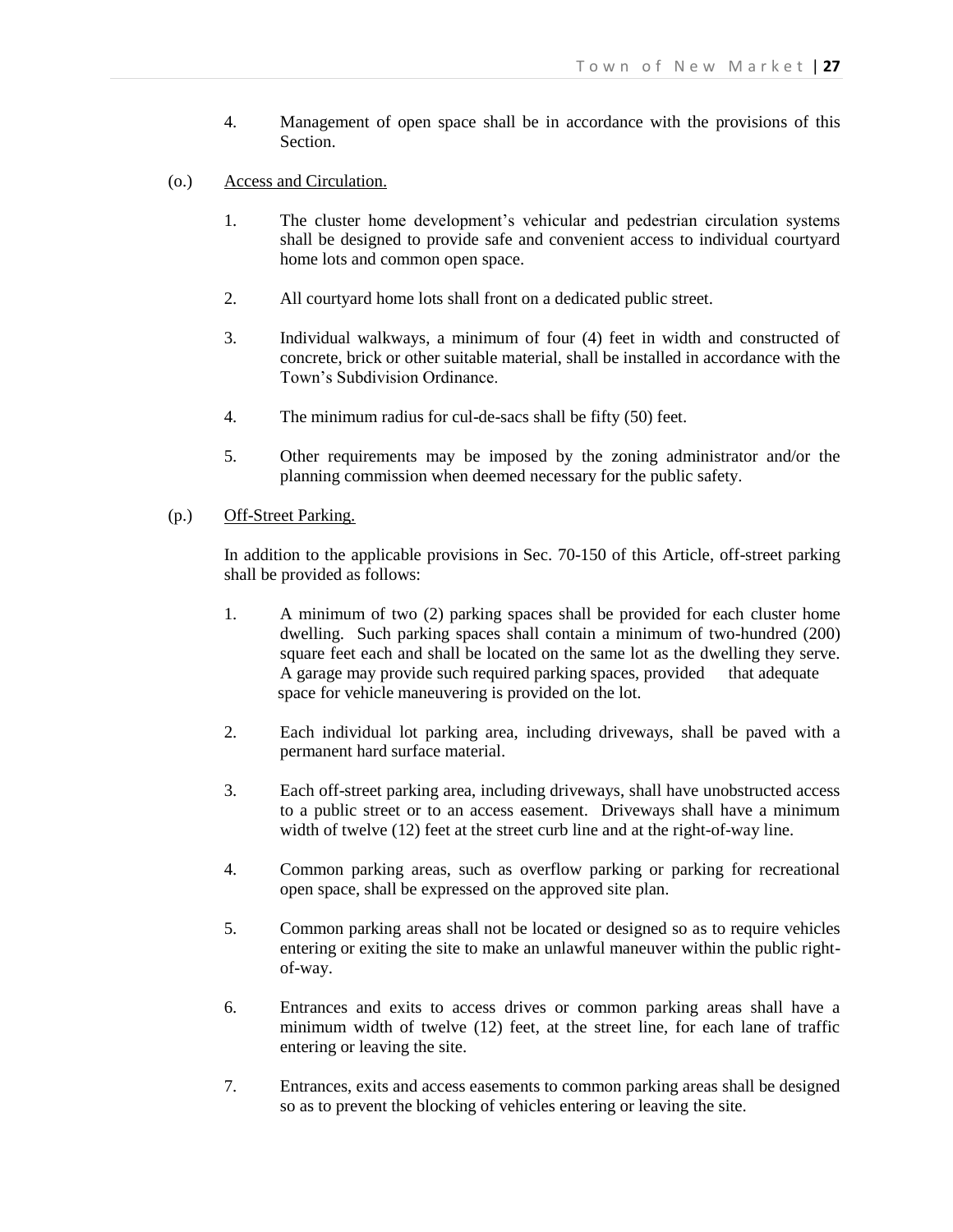4. Management of open space shall be in accordance with the provisions of this Section.

(o.) <u>Access and Circulation.</u>

1. The cluster home development's vehicular and pedestrian circulation systems shall be designed to provide safe and convenient access to individual courtyard home lots and common open space.

2. All courtyard home lots shall front on a dedicated public street.

3. Individual walkways, a minimum of four (4) feet in width and constructed of concrete, brick or other suitable material, shall be installed in accordance with the Town's Subdivision Ordinance.

4. The minimum radius for cul-de-sacs shall be fifty (50) feet.

5. Other requirements may be imposed by the zoning administrator and/or the planning commission when deemed necessary for the public safety.

(p.) <u>Off-Street Parking.</u>

In addition to the applicable provisions in Sec. 70-150 of this Article, off-street parking shall be provided as follows:

1. A minimum of two (2) parking spaces shall be provided for each cluster home dwelling. Such parking spaces shall contain a minimum of two-hundred (200) square feet each and shall be located on the same lot as the dwelling they serve. A garage may provide such required parking spaces, provided that adequate space for vehicle maneuvering is provided on the lot.

2. Each individual lot parking area, including driveways, shall be paved with a permanent hard surface material.

3. Each off-street parking area, including driveways, shall have unobstructed access to a public street or to an access easement. Driveways shall have a minimum width of twelve (12) feet at the street curb line and at the right-of-way line.

4. Common parking areas, such as overflow parking or parking for recreational open space, shall be expressed on the approved site plan.

5. Common parking areas shall not be located or designed so as to require vehicles entering or exiting the site to make an unlawful maneuver within the public right-of-way.

6. Entrances and exits to access drives or common parking areas shall have a minimum width of twelve (12) feet, at the street line, for each lane of traffic entering or leaving the site.

7. Entrances, exits and access easements to common parking areas shall be designed so as to prevent the blocking of vehicles entering or leaving the site.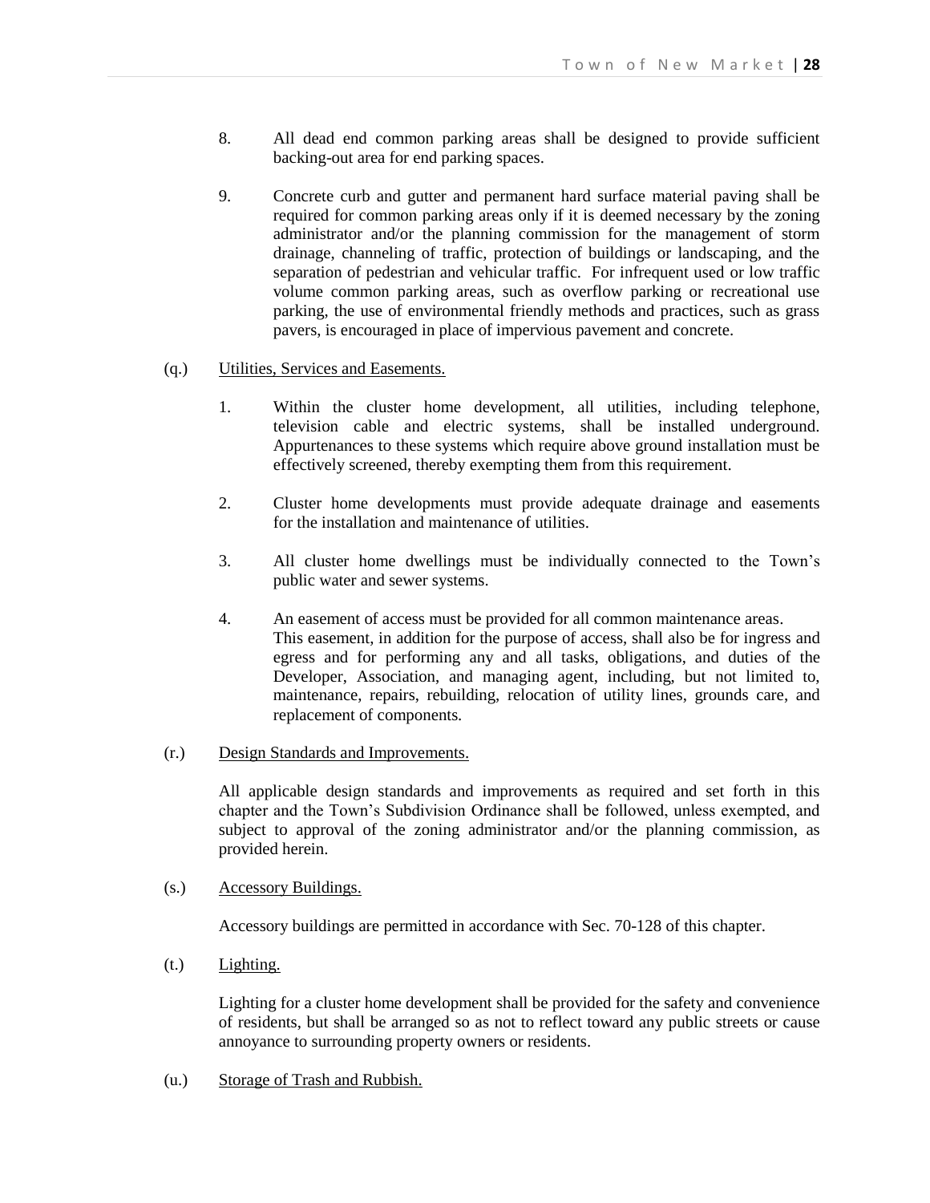8. All dead end common parking areas shall be designed to provide sufficient backing-out area for end parking spaces.

9. Concrete curb and gutter and permanent hard surface material paving shall be required for common parking areas only if it is deemed necessary by the zoning administrator and/or the planning commission for the management of storm drainage, channeling of traffic, protection of buildings or landscaping, and the separation of pedestrian and vehicular traffic. For infrequent used or low traffic volume common parking areas, such as overflow parking or recreational use parking, the use of environmental friendly methods and practices, such as grass pavers, is encouraged in place of impervious pavement and concrete.

(q.) <u>Utilities, Services and Easements.</u>

1. Within the cluster home development, all utilities, including telephone, television cable and electric systems, shall be installed underground. Appurtenances to these systems which require above ground installation must be effectively screened, thereby exempting them from this requirement.

2. Cluster home developments must provide adequate drainage and easements for the installation and maintenance of utilities.

3. All cluster home dwellings must be individually connected to the Town's public water and sewer systems.

4. An easement of access must be provided for all common maintenance areas. This easement, in addition for the purpose of access, shall also be for ingress and egress and for performing any and all tasks, obligations, and duties of the Developer, Association, and managing agent, including, but not limited to, maintenance, repairs, rebuilding, relocation of utility lines, grounds care, and replacement of components.

(r.) <u>Design Standards and Improvements.</u>

All applicable design standards and improvements as required and set forth in this chapter and the Town's Subdivision Ordinance shall be followed, unless exempted, and subject to approval of the zoning administrator and/or the planning commission, as provided herein.

(s.) <u>Accessory Buildings.</u>

Accessory buildings are permitted in accordance with Sec. 70-128 of this chapter.

(t.) <u>Lighting.</u>

Lighting for a cluster home development shall be provided for the safety and convenience of residents, but shall be arranged so as not to reflect toward any public streets or cause annoyance to surrounding property owners or residents.

(u.) <u>Storage of Trash and Rubbish.</u>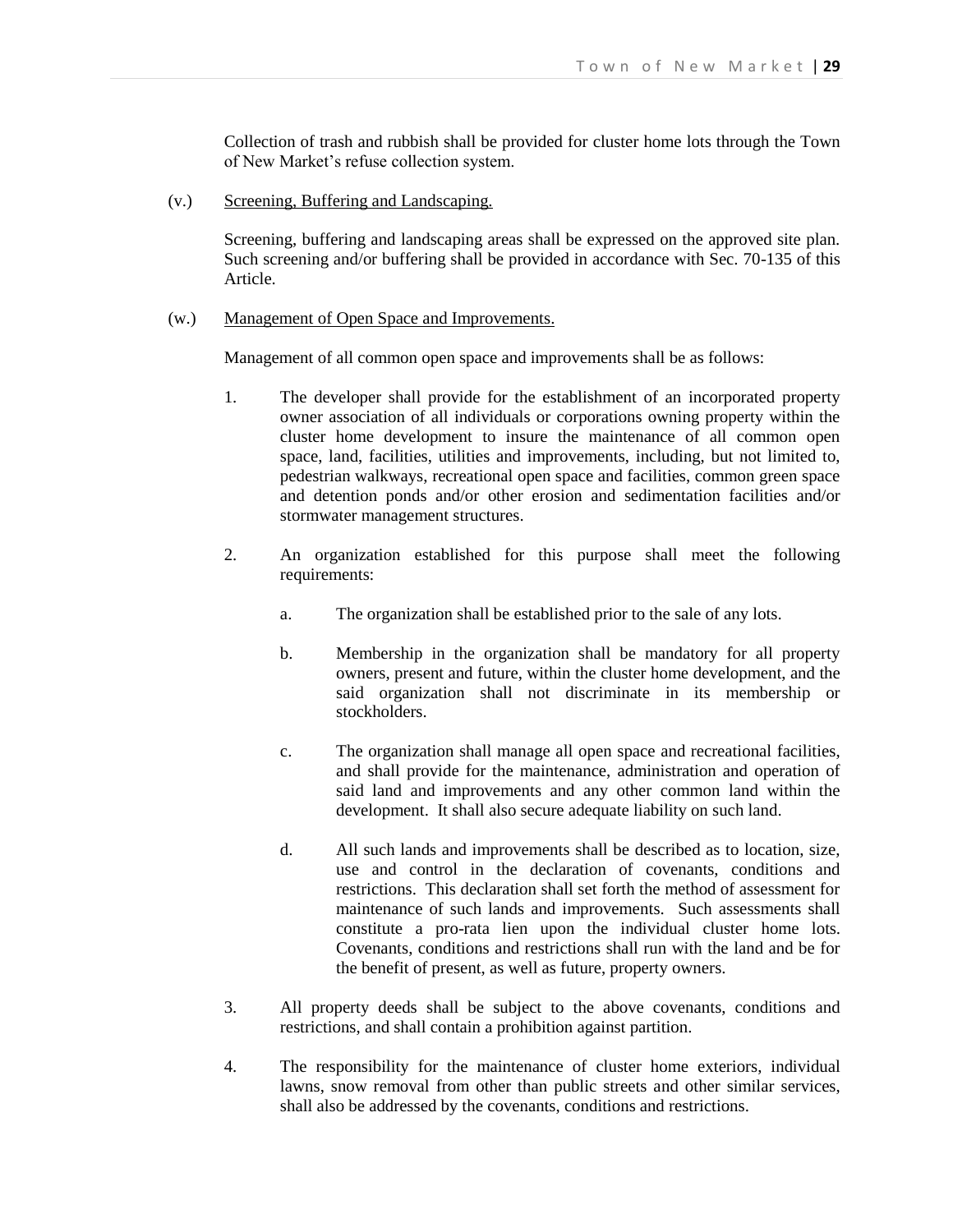Collection of trash and rubbish shall be provided for cluster home lots through the Town of New Market's refuse collection system.

(v.) <u>Screening, Buffering and Landscaping.</u>

Screening, buffering and landscaping areas shall be expressed on the approved site plan. Such screening and/or buffering shall be provided in accordance with Sec. 70-135 of this Article.

(w.) <u>Management of Open Space and Improvements.</u>

Management of all common open space and improvements shall be as follows:

1. The developer shall provide for the establishment of an incorporated property owner association of all individuals or corporations owning property within the cluster home development to insure the maintenance of all common open space, land, facilities, utilities and improvements, including, but not limited to, pedestrian walkways, recreational open space and facilities, common green space and detention ponds and/or other erosion and sedimentation facilities and/or stormwater management structures.

2. An organization established for this purpose shall meet the following requirements:

   a. The organization shall be established prior to the sale of any lots.

   b. Membership in the organization shall be mandatory for all property owners, present and future, within the cluster home development, and the said organization shall not discriminate in its membership or stockholders.

   c. The organization shall manage all open space and recreational facilities, and shall provide for the maintenance, administration and operation of said land and improvements and any other common land within the development. It shall also secure adequate liability on such land.

   d. All such lands and improvements shall be described as to location, size, use and control in the declaration of covenants, conditions and restrictions. This declaration shall set forth the method of assessment for maintenance of such lands and improvements. Such assessments shall constitute a pro-rata lien upon the individual cluster home lots. Covenants, conditions and restrictions shall run with the land and be for the benefit of present, as well as future, property owners.

3. All property deeds shall be subject to the above covenants, conditions and restrictions, and shall contain a prohibition against partition.

4. The responsibility for the maintenance of cluster home exteriors, individual lawns, snow removal from other than public streets and other similar services, shall also be addressed by the covenants, conditions and restrictions.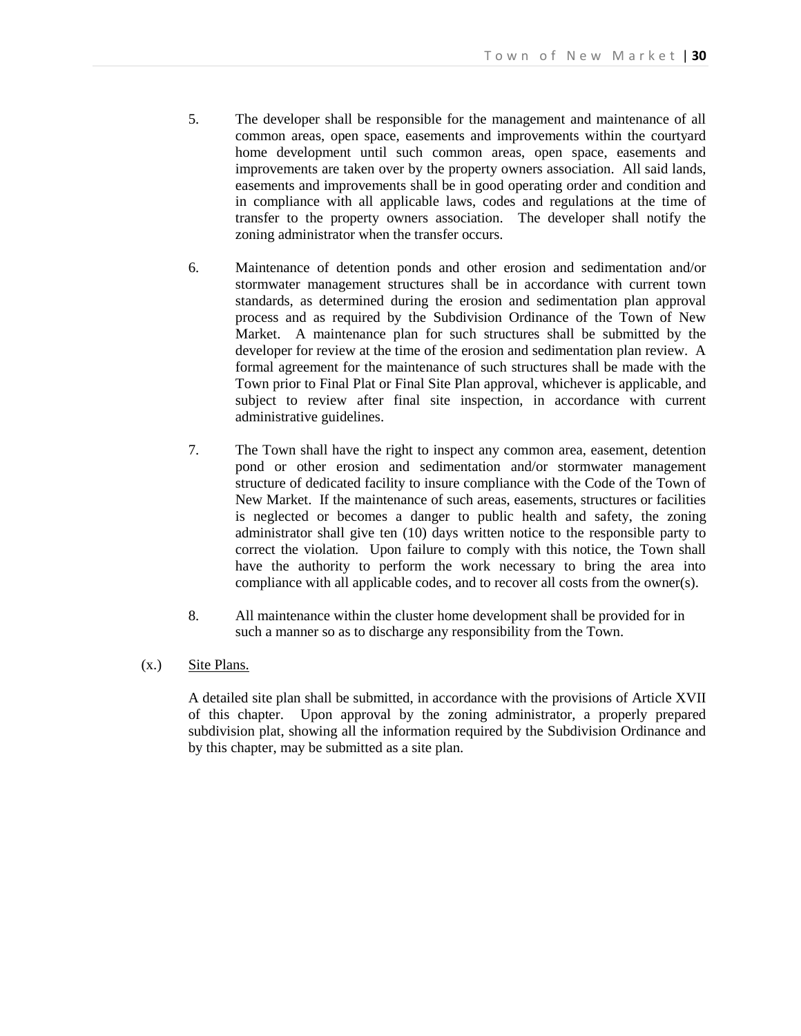5. The developer shall be responsible for the management and maintenance of all common areas, open space, easements and improvements within the courtyard home development until such common areas, open space, easements and improvements are taken over by the property owners association. All said lands, easements and improvements shall be in good operating order and condition and in compliance with all applicable laws, codes and regulations at the time of transfer to the property owners association. The developer shall notify the zoning administrator when the transfer occurs.

6. Maintenance of detention ponds and other erosion and sedimentation and/or stormwater management structures shall be in accordance with current town standards, as determined during the erosion and sedimentation plan approval process and as required by the Subdivision Ordinance of the Town of New Market. A maintenance plan for such structures shall be submitted by the developer for review at the time of the erosion and sedimentation plan review. A formal agreement for the maintenance of such structures shall be made with the Town prior to Final Plat or Final Site Plan approval, whichever is applicable, and subject to review after final site inspection, in accordance with current administrative guidelines.

7. The Town shall have the right to inspect any common area, easement, detention pond or other erosion and sedimentation and/or stormwater management structure of dedicated facility to insure compliance with the Code of the Town of New Market. If the maintenance of such areas, easements, structures or facilities is neglected or becomes a danger to public health and safety, the zoning administrator shall give ten (10) days written notice to the responsible party to correct the violation. Upon failure to comply with this notice, the Town shall have the authority to perform the work necessary to bring the area into compliance with all applicable codes, and to recover all costs from the owner(s).

8. All maintenance within the cluster home development shall be provided for in such a manner so as to discharge any responsibility from the Town.

(x.) Site Plans.

A detailed site plan shall be submitted, in accordance with the provisions of Article XVII of this chapter. Upon approval by the zoning administrator, a properly prepared subdivision plat, showing all the information required by the Subdivision Ordinance and by this chapter, may be submitted as a site plan.